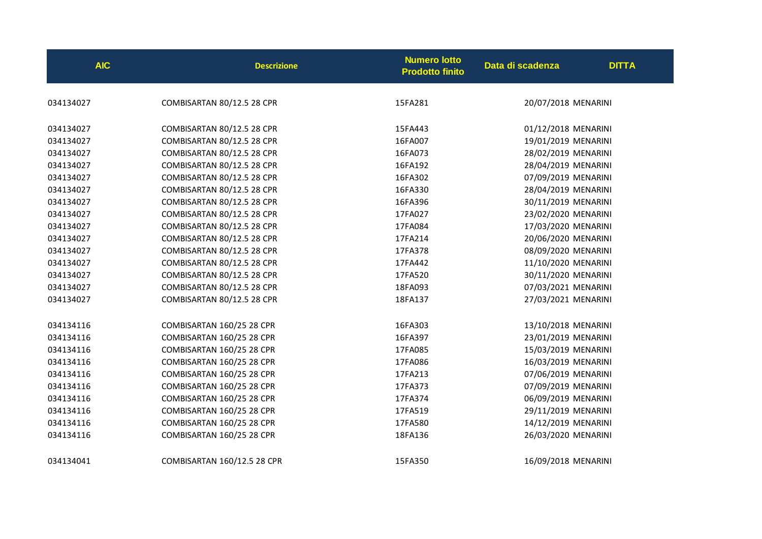| AIC | Descrizione | Numero lotto Prodotto finito | Data di scadenza | DITTA |
|---|---|---|---|---|
| 034134027 | COMBISARTAN 80/12.5 28 CPR | 15FA281 | 20/07/2018 | MENARINI |
| 034134027 | COMBISARTAN 80/12.5 28 CPR | 15FA443 | 01/12/2018 | MENARINI |
| 034134027 | COMBISARTAN 80/12.5 28 CPR | 16FA007 | 19/01/2019 | MENARINI |
| 034134027 | COMBISARTAN 80/12.5 28 CPR | 16FA073 | 28/02/2019 | MENARINI |
| 034134027 | COMBISARTAN 80/12.5 28 CPR | 16FA192 | 28/04/2019 | MENARINI |
| 034134027 | COMBISARTAN 80/12.5 28 CPR | 16FA302 | 07/09/2019 | MENARINI |
| 034134027 | COMBISARTAN 80/12.5 28 CPR | 16FA330 | 28/04/2019 | MENARINI |
| 034134027 | COMBISARTAN 80/12.5 28 CPR | 16FA396 | 30/11/2019 | MENARINI |
| 034134027 | COMBISARTAN 80/12.5 28 CPR | 17FA027 | 23/02/2020 | MENARINI |
| 034134027 | COMBISARTAN 80/12.5 28 CPR | 17FA084 | 17/03/2020 | MENARINI |
| 034134027 | COMBISARTAN 80/12.5 28 CPR | 17FA214 | 20/06/2020 | MENARINI |
| 034134027 | COMBISARTAN 80/12.5 28 CPR | 17FA378 | 08/09/2020 | MENARINI |
| 034134027 | COMBISARTAN 80/12.5 28 CPR | 17FA442 | 11/10/2020 | MENARINI |
| 034134027 | COMBISARTAN 80/12.5 28 CPR | 17FA520 | 30/11/2020 | MENARINI |
| 034134027 | COMBISARTAN 80/12.5 28 CPR | 18FA093 | 07/03/2021 | MENARINI |
| 034134027 | COMBISARTAN 80/12.5 28 CPR | 18FA137 | 27/03/2021 | MENARINI |
| 034134116 | COMBISARTAN 160/25 28 CPR | 16FA303 | 13/10/2018 | MENARINI |
| 034134116 | COMBISARTAN 160/25 28 CPR | 16FA397 | 23/01/2019 | MENARINI |
| 034134116 | COMBISARTAN 160/25 28 CPR | 17FA085 | 15/03/2019 | MENARINI |
| 034134116 | COMBISARTAN 160/25 28 CPR | 17FA086 | 16/03/2019 | MENARINI |
| 034134116 | COMBISARTAN 160/25 28 CPR | 17FA213 | 07/06/2019 | MENARINI |
| 034134116 | COMBISARTAN 160/25 28 CPR | 17FA373 | 07/09/2019 | MENARINI |
| 034134116 | COMBISARTAN 160/25 28 CPR | 17FA374 | 06/09/2019 | MENARINI |
| 034134116 | COMBISARTAN 160/25 28 CPR | 17FA519 | 29/11/2019 | MENARINI |
| 034134116 | COMBISARTAN 160/25 28 CPR | 17FA580 | 14/12/2019 | MENARINI |
| 034134116 | COMBISARTAN 160/25 28 CPR | 18FA136 | 26/03/2020 | MENARINI |
| 034134041 | COMBISARTAN 160/12.5 28 CPR | 15FA350 | 16/09/2018 | MENARINI |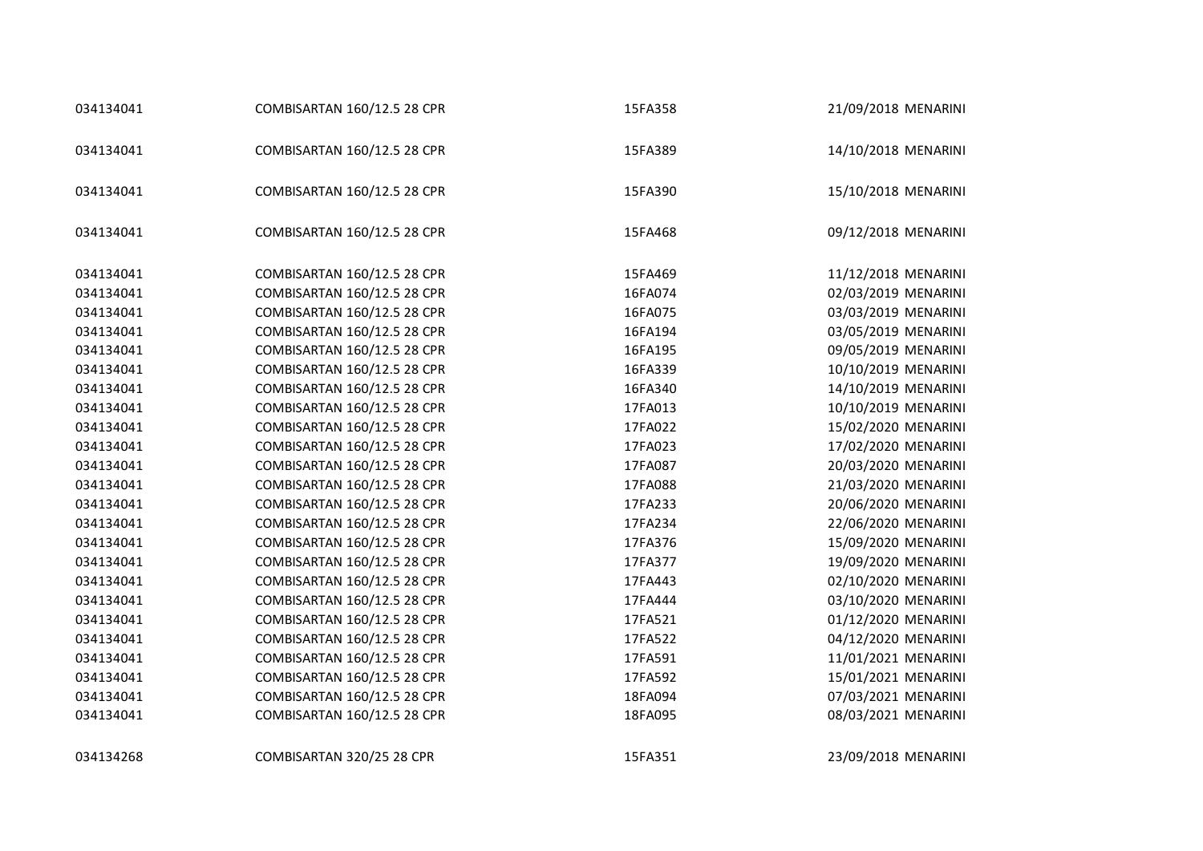| | | | | |
|---|---|---|---|---|
| 034134041 | COMBISARTAN 160/12.5 28 CPR | 15FA358 | 21/09/2018 | MENARINI |
| 034134041 | COMBISARTAN 160/12.5 28 CPR | 15FA389 | 14/10/2018 | MENARINI |
| 034134041 | COMBISARTAN 160/12.5 28 CPR | 15FA390 | 15/10/2018 | MENARINI |
| 034134041 | COMBISARTAN 160/12.5 28 CPR | 15FA468 | 09/12/2018 | MENARINI |
| 034134041 | COMBISARTAN 160/12.5 28 CPR | 15FA469 | 11/12/2018 | MENARINI |
| 034134041 | COMBISARTAN 160/12.5 28 CPR | 16FA074 | 02/03/2019 | MENARINI |
| 034134041 | COMBISARTAN 160/12.5 28 CPR | 16FA075 | 03/03/2019 | MENARINI |
| 034134041 | COMBISARTAN 160/12.5 28 CPR | 16FA194 | 03/05/2019 | MENARINI |
| 034134041 | COMBISARTAN 160/12.5 28 CPR | 16FA195 | 09/05/2019 | MENARINI |
| 034134041 | COMBISARTAN 160/12.5 28 CPR | 16FA339 | 10/10/2019 | MENARINI |
| 034134041 | COMBISARTAN 160/12.5 28 CPR | 16FA340 | 14/10/2019 | MENARINI |
| 034134041 | COMBISARTAN 160/12.5 28 CPR | 17FA013 | 10/10/2019 | MENARINI |
| 034134041 | COMBISARTAN 160/12.5 28 CPR | 17FA022 | 15/02/2020 | MENARINI |
| 034134041 | COMBISARTAN 160/12.5 28 CPR | 17FA023 | 17/02/2020 | MENARINI |
| 034134041 | COMBISARTAN 160/12.5 28 CPR | 17FA087 | 20/03/2020 | MENARINI |
| 034134041 | COMBISARTAN 160/12.5 28 CPR | 17FA088 | 21/03/2020 | MENARINI |
| 034134041 | COMBISARTAN 160/12.5 28 CPR | 17FA233 | 20/06/2020 | MENARINI |
| 034134041 | COMBISARTAN 160/12.5 28 CPR | 17FA234 | 22/06/2020 | MENARINI |
| 034134041 | COMBISARTAN 160/12.5 28 CPR | 17FA376 | 15/09/2020 | MENARINI |
| 034134041 | COMBISARTAN 160/12.5 28 CPR | 17FA377 | 19/09/2020 | MENARINI |
| 034134041 | COMBISARTAN 160/12.5 28 CPR | 17FA443 | 02/10/2020 | MENARINI |
| 034134041 | COMBISARTAN 160/12.5 28 CPR | 17FA444 | 03/10/2020 | MENARINI |
| 034134041 | COMBISARTAN 160/12.5 28 CPR | 17FA521 | 01/12/2020 | MENARINI |
| 034134041 | COMBISARTAN 160/12.5 28 CPR | 17FA522 | 04/12/2020 | MENARINI |
| 034134041 | COMBISARTAN 160/12.5 28 CPR | 17FA591 | 11/01/2021 | MENARINI |
| 034134041 | COMBISARTAN 160/12.5 28 CPR | 17FA592 | 15/01/2021 | MENARINI |
| 034134041 | COMBISARTAN 160/12.5 28 CPR | 18FA094 | 07/03/2021 | MENARINI |
| 034134041 | COMBISARTAN 160/12.5 28 CPR | 18FA095 | 08/03/2021 | MENARINI |
| 034134268 | COMBISARTAN 320/25 28 CPR | 15FA351 | 23/09/2018 | MENARINI |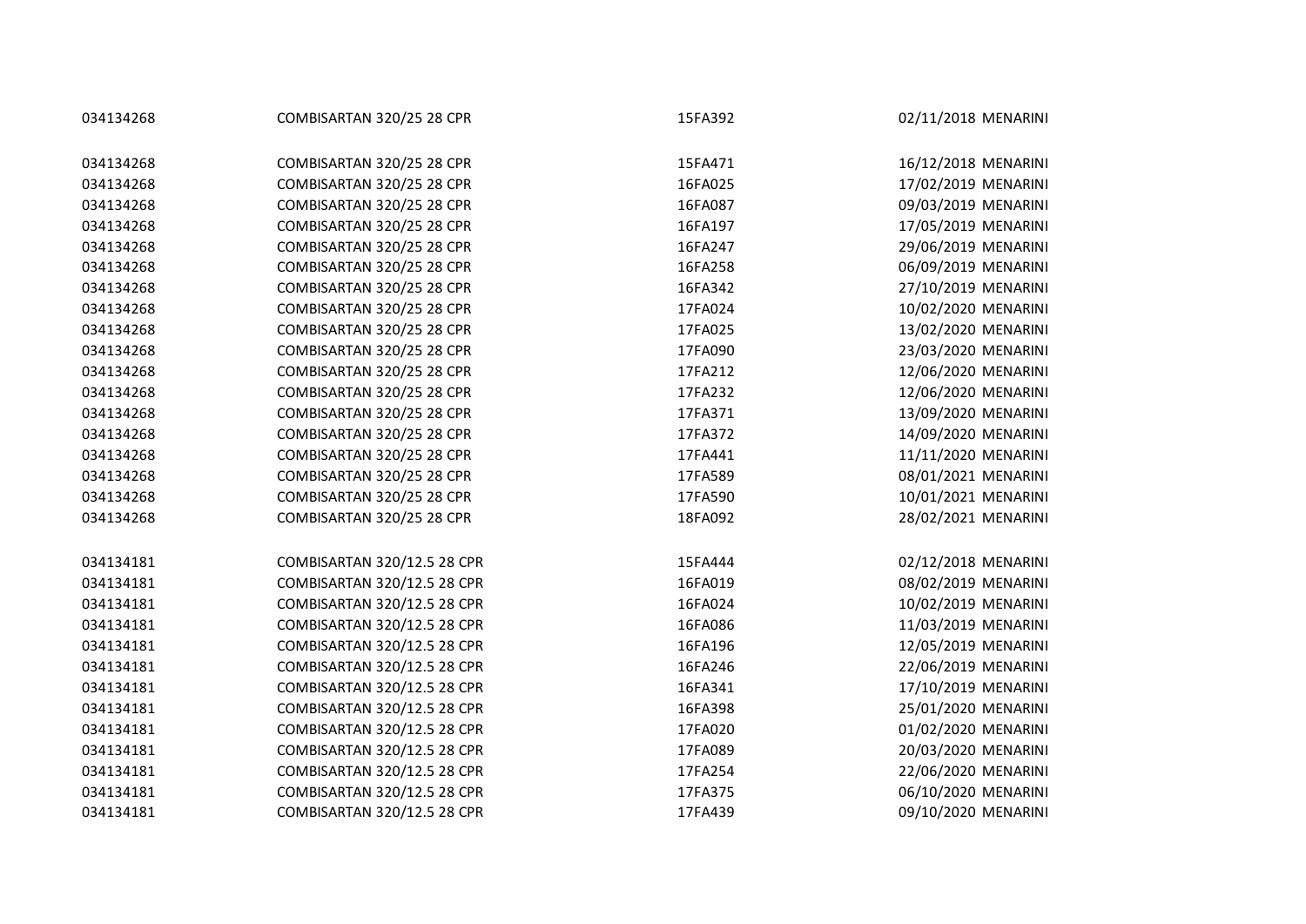| | | | | |
|---|---|---|---|---|
| 034134268 | COMBISARTAN 320/25 28 CPR | 15FA392 | 02/11/2018 | MENARINI |
| 034134268 | COMBISARTAN 320/25 28 CPR | 15FA471 | 16/12/2018 | MENARINI |
| 034134268 | COMBISARTAN 320/25 28 CPR | 16FA025 | 17/02/2019 | MENARINI |
| 034134268 | COMBISARTAN 320/25 28 CPR | 16FA087 | 09/03/2019 | MENARINI |
| 034134268 | COMBISARTAN 320/25 28 CPR | 16FA197 | 17/05/2019 | MENARINI |
| 034134268 | COMBISARTAN 320/25 28 CPR | 16FA247 | 29/06/2019 | MENARINI |
| 034134268 | COMBISARTAN 320/25 28 CPR | 16FA258 | 06/09/2019 | MENARINI |
| 034134268 | COMBISARTAN 320/25 28 CPR | 16FA342 | 27/10/2019 | MENARINI |
| 034134268 | COMBISARTAN 320/25 28 CPR | 17FA024 | 10/02/2020 | MENARINI |
| 034134268 | COMBISARTAN 320/25 28 CPR | 17FA025 | 13/02/2020 | MENARINI |
| 034134268 | COMBISARTAN 320/25 28 CPR | 17FA090 | 23/03/2020 | MENARINI |
| 034134268 | COMBISARTAN 320/25 28 CPR | 17FA212 | 12/06/2020 | MENARINI |
| 034134268 | COMBISARTAN 320/25 28 CPR | 17FA232 | 12/06/2020 | MENARINI |
| 034134268 | COMBISARTAN 320/25 28 CPR | 17FA371 | 13/09/2020 | MENARINI |
| 034134268 | COMBISARTAN 320/25 28 CPR | 17FA372 | 14/09/2020 | MENARINI |
| 034134268 | COMBISARTAN 320/25 28 CPR | 17FA441 | 11/11/2020 | MENARINI |
| 034134268 | COMBISARTAN 320/25 28 CPR | 17FA589 | 08/01/2021 | MENARINI |
| 034134268 | COMBISARTAN 320/25 28 CPR | 17FA590 | 10/01/2021 | MENARINI |
| 034134268 | COMBISARTAN 320/25 28 CPR | 18FA092 | 28/02/2021 | MENARINI |
| 034134181 | COMBISARTAN 320/12.5 28 CPR | 15FA444 | 02/12/2018 | MENARINI |
| 034134181 | COMBISARTAN 320/12.5 28 CPR | 16FA019 | 08/02/2019 | MENARINI |
| 034134181 | COMBISARTAN 320/12.5 28 CPR | 16FA024 | 10/02/2019 | MENARINI |
| 034134181 | COMBISARTAN 320/12.5 28 CPR | 16FA086 | 11/03/2019 | MENARINI |
| 034134181 | COMBISARTAN 320/12.5 28 CPR | 16FA196 | 12/05/2019 | MENARINI |
| 034134181 | COMBISARTAN 320/12.5 28 CPR | 16FA246 | 22/06/2019 | MENARINI |
| 034134181 | COMBISARTAN 320/12.5 28 CPR | 16FA341 | 17/10/2019 | MENARINI |
| 034134181 | COMBISARTAN 320/12.5 28 CPR | 16FA398 | 25/01/2020 | MENARINI |
| 034134181 | COMBISARTAN 320/12.5 28 CPR | 17FA020 | 01/02/2020 | MENARINI |
| 034134181 | COMBISARTAN 320/12.5 28 CPR | 17FA089 | 20/03/2020 | MENARINI |
| 034134181 | COMBISARTAN 320/12.5 28 CPR | 17FA254 | 22/06/2020 | MENARINI |
| 034134181 | COMBISARTAN 320/12.5 28 CPR | 17FA375 | 06/10/2020 | MENARINI |
| 034134181 | COMBISARTAN 320/12.5 28 CPR | 17FA439 | 09/10/2020 | MENARINI |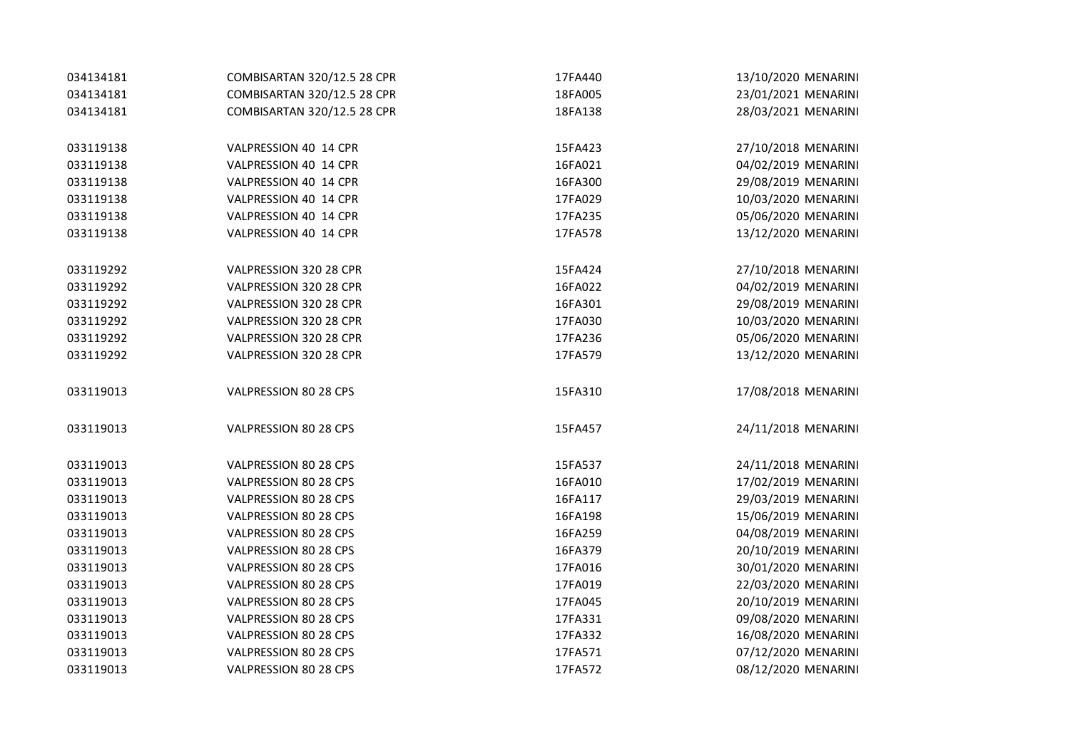| | | | | |
|---|---|---|---|---|
| 034134181 | COMBISARTAN 320/12.5 28 CPR | 17FA440 | 13/10/2020 | MENARINI |
| 034134181 | COMBISARTAN 320/12.5 28 CPR | 18FA005 | 23/01/2021 | MENARINI |
| 034134181 | COMBISARTAN 320/12.5 28 CPR | 18FA138 | 28/03/2021 | MENARINI |
| | | | | |
| 033119138 | VALPRESSION 40 14 CPR | 15FA423 | 27/10/2018 | MENARINI |
| 033119138 | VALPRESSION 40 14 CPR | 16FA021 | 04/02/2019 | MENARINI |
| 033119138 | VALPRESSION 40 14 CPR | 16FA300 | 29/08/2019 | MENARINI |
| 033119138 | VALPRESSION 40 14 CPR | 17FA029 | 10/03/2020 | MENARINI |
| 033119138 | VALPRESSION 40 14 CPR | 17FA235 | 05/06/2020 | MENARINI |
| 033119138 | VALPRESSION 40 14 CPR | 17FA578 | 13/12/2020 | MENARINI |
| | | | | |
| 033119292 | VALPRESSION 320 28 CPR | 15FA424 | 27/10/2018 | MENARINI |
| 033119292 | VALPRESSION 320 28 CPR | 16FA022 | 04/02/2019 | MENARINI |
| 033119292 | VALPRESSION 320 28 CPR | 16FA301 | 29/08/2019 | MENARINI |
| 033119292 | VALPRESSION 320 28 CPR | 17FA030 | 10/03/2020 | MENARINI |
| 033119292 | VALPRESSION 320 28 CPR | 17FA236 | 05/06/2020 | MENARINI |
| 033119292 | VALPRESSION 320 28 CPR | 17FA579 | 13/12/2020 | MENARINI |
| | | | | |
| 033119013 | VALPRESSION 80 28 CPS | 15FA310 | 17/08/2018 | MENARINI |
| | | | | |
| 033119013 | VALPRESSION 80 28 CPS | 15FA457 | 24/11/2018 | MENARINI |
| | | | | |
| 033119013 | VALPRESSION 80 28 CPS | 15FA537 | 24/11/2018 | MENARINI |
| 033119013 | VALPRESSION 80 28 CPS | 16FA010 | 17/02/2019 | MENARINI |
| 033119013 | VALPRESSION 80 28 CPS | 16FA117 | 29/03/2019 | MENARINI |
| 033119013 | VALPRESSION 80 28 CPS | 16FA198 | 15/06/2019 | MENARINI |
| 033119013 | VALPRESSION 80 28 CPS | 16FA259 | 04/08/2019 | MENARINI |
| 033119013 | VALPRESSION 80 28 CPS | 16FA379 | 20/10/2019 | MENARINI |
| 033119013 | VALPRESSION 80 28 CPS | 17FA016 | 30/01/2020 | MENARINI |
| 033119013 | VALPRESSION 80 28 CPS | 17FA019 | 22/03/2020 | MENARINI |
| 033119013 | VALPRESSION 80 28 CPS | 17FA045 | 20/10/2019 | MENARINI |
| 033119013 | VALPRESSION 80 28 CPS | 17FA331 | 09/08/2020 | MENARINI |
| 033119013 | VALPRESSION 80 28 CPS | 17FA332 | 16/08/2020 | MENARINI |
| 033119013 | VALPRESSION 80 28 CPS | 17FA571 | 07/12/2020 | MENARINI |
| 033119013 | VALPRESSION 80 28 CPS | 17FA572 | 08/12/2020 | MENARINI |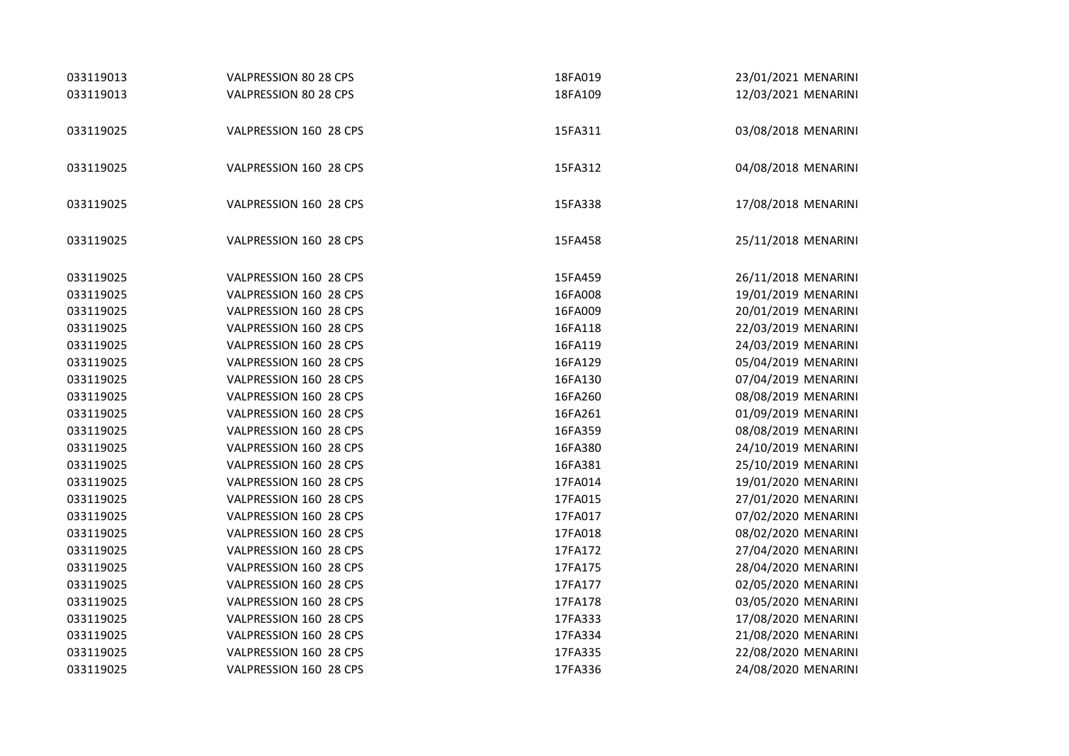| | | | | |
|---|---|---|---|---|
| 033119013 | VALPRESSION 80 28 CPS | 18FA019 | 23/01/2021 | MENARINI |
| 033119013 | VALPRESSION 80 28 CPS | 18FA109 | 12/03/2021 | MENARINI |
| 033119025 | VALPRESSION 160 28 CPS | 15FA311 | 03/08/2018 | MENARINI |
| 033119025 | VALPRESSION 160 28 CPS | 15FA312 | 04/08/2018 | MENARINI |
| 033119025 | VALPRESSION 160 28 CPS | 15FA338 | 17/08/2018 | MENARINI |
| 033119025 | VALPRESSION 160 28 CPS | 15FA458 | 25/11/2018 | MENARINI |
| 033119025 | VALPRESSION 160 28 CPS | 15FA459 | 26/11/2018 | MENARINI |
| 033119025 | VALPRESSION 160 28 CPS | 16FA008 | 19/01/2019 | MENARINI |
| 033119025 | VALPRESSION 160 28 CPS | 16FA009 | 20/01/2019 | MENARINI |
| 033119025 | VALPRESSION 160 28 CPS | 16FA118 | 22/03/2019 | MENARINI |
| 033119025 | VALPRESSION 160 28 CPS | 16FA119 | 24/03/2019 | MENARINI |
| 033119025 | VALPRESSION 160 28 CPS | 16FA129 | 05/04/2019 | MENARINI |
| 033119025 | VALPRESSION 160 28 CPS | 16FA130 | 07/04/2019 | MENARINI |
| 033119025 | VALPRESSION 160 28 CPS | 16FA260 | 08/08/2019 | MENARINI |
| 033119025 | VALPRESSION 160 28 CPS | 16FA261 | 01/09/2019 | MENARINI |
| 033119025 | VALPRESSION 160 28 CPS | 16FA359 | 08/08/2019 | MENARINI |
| 033119025 | VALPRESSION 160 28 CPS | 16FA380 | 24/10/2019 | MENARINI |
| 033119025 | VALPRESSION 160 28 CPS | 16FA381 | 25/10/2019 | MENARINI |
| 033119025 | VALPRESSION 160 28 CPS | 17FA014 | 19/01/2020 | MENARINI |
| 033119025 | VALPRESSION 160 28 CPS | 17FA015 | 27/01/2020 | MENARINI |
| 033119025 | VALPRESSION 160 28 CPS | 17FA017 | 07/02/2020 | MENARINI |
| 033119025 | VALPRESSION 160 28 CPS | 17FA018 | 08/02/2020 | MENARINI |
| 033119025 | VALPRESSION 160 28 CPS | 17FA172 | 27/04/2020 | MENARINI |
| 033119025 | VALPRESSION 160 28 CPS | 17FA175 | 28/04/2020 | MENARINI |
| 033119025 | VALPRESSION 160 28 CPS | 17FA177 | 02/05/2020 | MENARINI |
| 033119025 | VALPRESSION 160 28 CPS | 17FA178 | 03/05/2020 | MENARINI |
| 033119025 | VALPRESSION 160 28 CPS | 17FA333 | 17/08/2020 | MENARINI |
| 033119025 | VALPRESSION 160 28 CPS | 17FA334 | 21/08/2020 | MENARINI |
| 033119025 | VALPRESSION 160 28 CPS | 17FA335 | 22/08/2020 | MENARINI |
| 033119025 | VALPRESSION 160 28 CPS | 17FA336 | 24/08/2020 | MENARINI |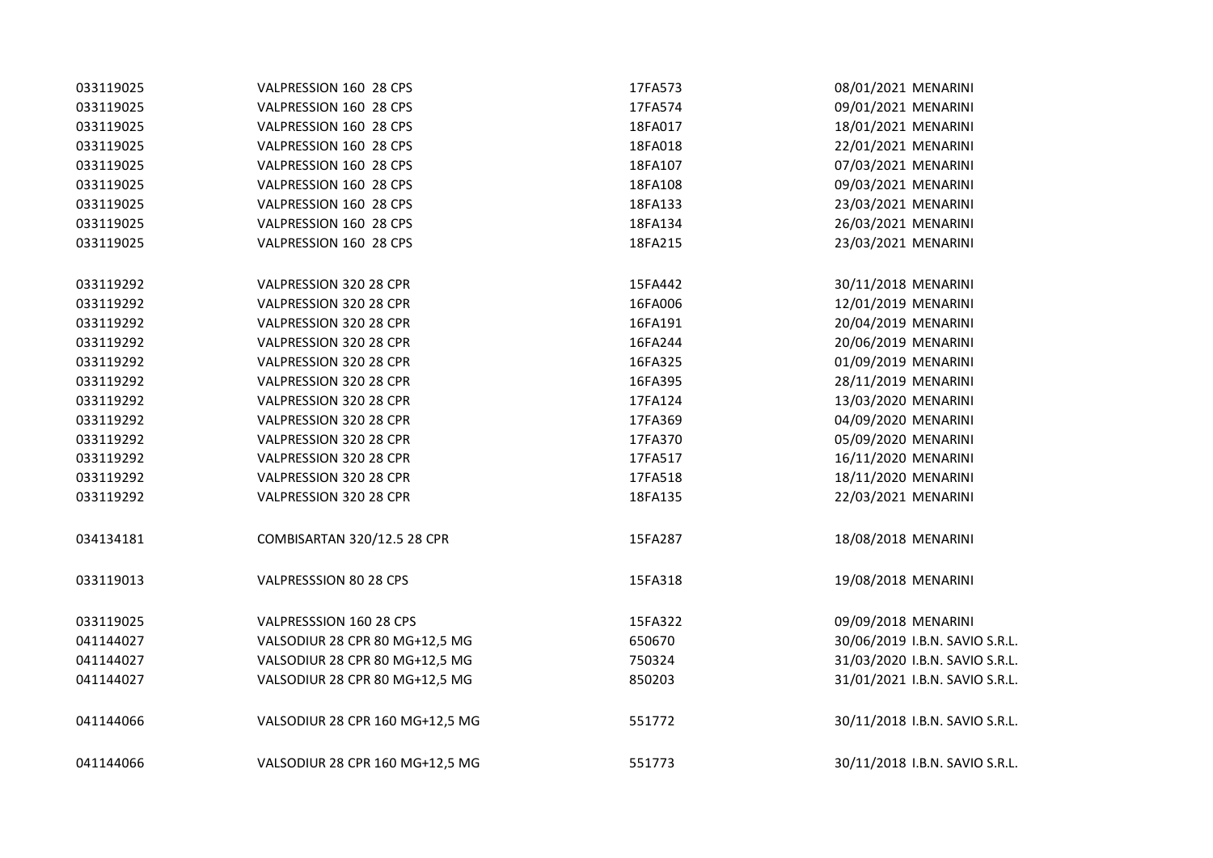| | | | | |
|---|---|---|---|---|
| 033119025 | VALPRESSION 160 28 CPS | 17FA573 | 08/01/2021 | MENARINI |
| 033119025 | VALPRESSION 160 28 CPS | 17FA574 | 09/01/2021 | MENARINI |
| 033119025 | VALPRESSION 160 28 CPS | 18FA017 | 18/01/2021 | MENARINI |
| 033119025 | VALPRESSION 160 28 CPS | 18FA018 | 22/01/2021 | MENARINI |
| 033119025 | VALPRESSION 160 28 CPS | 18FA107 | 07/03/2021 | MENARINI |
| 033119025 | VALPRESSION 160 28 CPS | 18FA108 | 09/03/2021 | MENARINI |
| 033119025 | VALPRESSION 160 28 CPS | 18FA133 | 23/03/2021 | MENARINI |
| 033119025 | VALPRESSION 160 28 CPS | 18FA134 | 26/03/2021 | MENARINI |
| 033119025 | VALPRESSION 160 28 CPS | 18FA215 | 23/03/2021 | MENARINI |
| | | | | |
| 033119292 | VALPRESSION 320 28 CPR | 15FA442 | 30/11/2018 | MENARINI |
| 033119292 | VALPRESSION 320 28 CPR | 16FA006 | 12/01/2019 | MENARINI |
| 033119292 | VALPRESSION 320 28 CPR | 16FA191 | 20/04/2019 | MENARINI |
| 033119292 | VALPRESSION 320 28 CPR | 16FA244 | 20/06/2019 | MENARINI |
| 033119292 | VALPRESSION 320 28 CPR | 16FA325 | 01/09/2019 | MENARINI |
| 033119292 | VALPRESSION 320 28 CPR | 16FA395 | 28/11/2019 | MENARINI |
| 033119292 | VALPRESSION 320 28 CPR | 17FA124 | 13/03/2020 | MENARINI |
| 033119292 | VALPRESSION 320 28 CPR | 17FA369 | 04/09/2020 | MENARINI |
| 033119292 | VALPRESSION 320 28 CPR | 17FA370 | 05/09/2020 | MENARINI |
| 033119292 | VALPRESSION 320 28 CPR | 17FA517 | 16/11/2020 | MENARINI |
| 033119292 | VALPRESSION 320 28 CPR | 17FA518 | 18/11/2020 | MENARINI |
| 033119292 | VALPRESSION 320 28 CPR | 18FA135 | 22/03/2021 | MENARINI |
| | | | | |
| 034134181 | COMBISARTAN 320/12.5 28 CPR | 15FA287 | 18/08/2018 | MENARINI |
| | | | | |
| 033119013 | VALPRESSSION 80 28 CPS | 15FA318 | 19/08/2018 | MENARINI |
| | | | | |
| 033119025 | VALPRESSSION 160 28 CPS | 15FA322 | 09/09/2018 | MENARINI |
| 041144027 | VALSODIUR 28 CPR 80 MG+12,5 MG | 650670 | 30/06/2019 | I.B.N. SAVIO S.R.L. |
| 041144027 | VALSODIUR 28 CPR 80 MG+12,5 MG | 750324 | 31/03/2020 | I.B.N. SAVIO S.R.L. |
| 041144027 | VALSODIUR 28 CPR 80 MG+12,5 MG | 850203 | 31/01/2021 | I.B.N. SAVIO S.R.L. |
| | | | | |
| 041144066 | VALSODIUR 28 CPR 160 MG+12,5 MG | 551772 | 30/11/2018 | I.B.N. SAVIO S.R.L. |
| | | | | |
| 041144066 | VALSODIUR 28 CPR 160 MG+12,5 MG | 551773 | 30/11/2018 | I.B.N. SAVIO S.R.L. |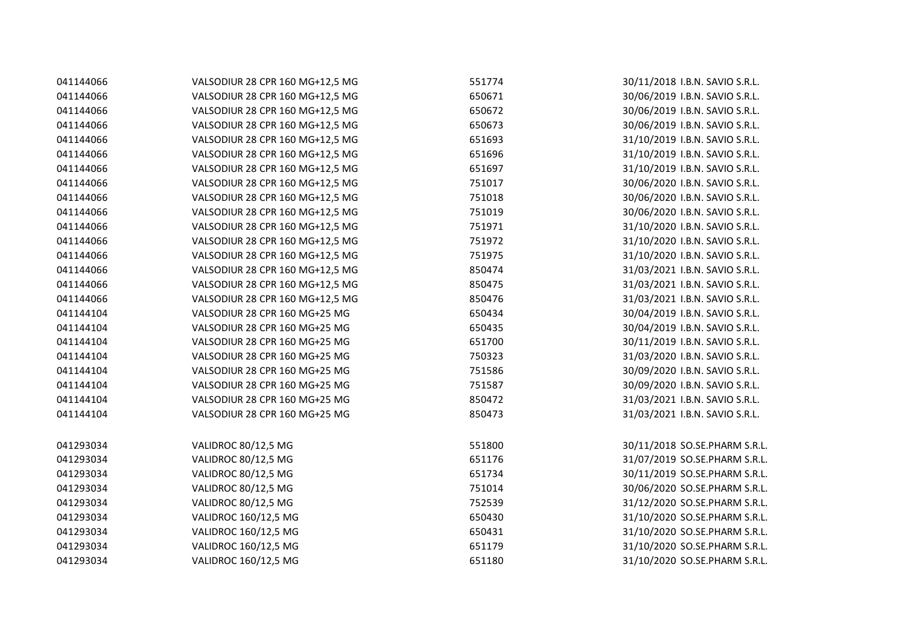| | | | | |
|---|---|---|---|---|
| 041144066 | VALSODIUR 28 CPR 160 MG+12,5 MG | 551774 | 30/11/2018 | I.B.N. SAVIO S.R.L. |
| 041144066 | VALSODIUR 28 CPR 160 MG+12,5 MG | 650671 | 30/06/2019 | I.B.N. SAVIO S.R.L. |
| 041144066 | VALSODIUR 28 CPR 160 MG+12,5 MG | 650672 | 30/06/2019 | I.B.N. SAVIO S.R.L. |
| 041144066 | VALSODIUR 28 CPR 160 MG+12,5 MG | 650673 | 30/06/2019 | I.B.N. SAVIO S.R.L. |
| 041144066 | VALSODIUR 28 CPR 160 MG+12,5 MG | 651693 | 31/10/2019 | I.B.N. SAVIO S.R.L. |
| 041144066 | VALSODIUR 28 CPR 160 MG+12,5 MG | 651696 | 31/10/2019 | I.B.N. SAVIO S.R.L. |
| 041144066 | VALSODIUR 28 CPR 160 MG+12,5 MG | 651697 | 31/10/2019 | I.B.N. SAVIO S.R.L. |
| 041144066 | VALSODIUR 28 CPR 160 MG+12,5 MG | 751017 | 30/06/2020 | I.B.N. SAVIO S.R.L. |
| 041144066 | VALSODIUR 28 CPR 160 MG+12,5 MG | 751018 | 30/06/2020 | I.B.N. SAVIO S.R.L. |
| 041144066 | VALSODIUR 28 CPR 160 MG+12,5 MG | 751019 | 30/06/2020 | I.B.N. SAVIO S.R.L. |
| 041144066 | VALSODIUR 28 CPR 160 MG+12,5 MG | 751971 | 31/10/2020 | I.B.N. SAVIO S.R.L. |
| 041144066 | VALSODIUR 28 CPR 160 MG+12,5 MG | 751972 | 31/10/2020 | I.B.N. SAVIO S.R.L. |
| 041144066 | VALSODIUR 28 CPR 160 MG+12,5 MG | 751975 | 31/10/2020 | I.B.N. SAVIO S.R.L. |
| 041144066 | VALSODIUR 28 CPR 160 MG+12,5 MG | 850474 | 31/03/2021 | I.B.N. SAVIO S.R.L. |
| 041144066 | VALSODIUR 28 CPR 160 MG+12,5 MG | 850475 | 31/03/2021 | I.B.N. SAVIO S.R.L. |
| 041144066 | VALSODIUR 28 CPR 160 MG+12,5 MG | 850476 | 31/03/2021 | I.B.N. SAVIO S.R.L. |
| 041144104 | VALSODIUR 28 CPR 160 MG+25 MG | 650434 | 30/04/2019 | I.B.N. SAVIO S.R.L. |
| 041144104 | VALSODIUR 28 CPR 160 MG+25 MG | 650435 | 30/04/2019 | I.B.N. SAVIO S.R.L. |
| 041144104 | VALSODIUR 28 CPR 160 MG+25 MG | 651700 | 30/11/2019 | I.B.N. SAVIO S.R.L. |
| 041144104 | VALSODIUR 28 CPR 160 MG+25 MG | 750323 | 31/03/2020 | I.B.N. SAVIO S.R.L. |
| 041144104 | VALSODIUR 28 CPR 160 MG+25 MG | 751586 | 30/09/2020 | I.B.N. SAVIO S.R.L. |
| 041144104 | VALSODIUR 28 CPR 160 MG+25 MG | 751587 | 30/09/2020 | I.B.N. SAVIO S.R.L. |
| 041144104 | VALSODIUR 28 CPR 160 MG+25 MG | 850472 | 31/03/2021 | I.B.N. SAVIO S.R.L. |
| 041144104 | VALSODIUR 28 CPR 160 MG+25 MG | 850473 | 31/03/2021 | I.B.N. SAVIO S.R.L. |
| | | | | |
| 041293034 | VALIDROC 80/12,5 MG | 551800 | 30/11/2018 | SO.SE.PHARM S.R.L. |
| 041293034 | VALIDROC 80/12,5 MG | 651176 | 31/07/2019 | SO.SE.PHARM S.R.L. |
| 041293034 | VALIDROC 80/12,5 MG | 651734 | 30/11/2019 | SO.SE.PHARM S.R.L. |
| 041293034 | VALIDROC 80/12,5 MG | 751014 | 30/06/2020 | SO.SE.PHARM S.R.L. |
| 041293034 | VALIDROC 80/12,5 MG | 752539 | 31/12/2020 | SO.SE.PHARM S.R.L. |
| 041293034 | VALIDROC 160/12,5 MG | 650430 | 31/10/2020 | SO.SE.PHARM S.R.L. |
| 041293034 | VALIDROC 160/12,5 MG | 650431 | 31/10/2020 | SO.SE.PHARM S.R.L. |
| 041293034 | VALIDROC 160/12,5 MG | 651179 | 31/10/2020 | SO.SE.PHARM S.R.L. |
| 041293034 | VALIDROC 160/12,5 MG | 651180 | 31/10/2020 | SO.SE.PHARM S.R.L. |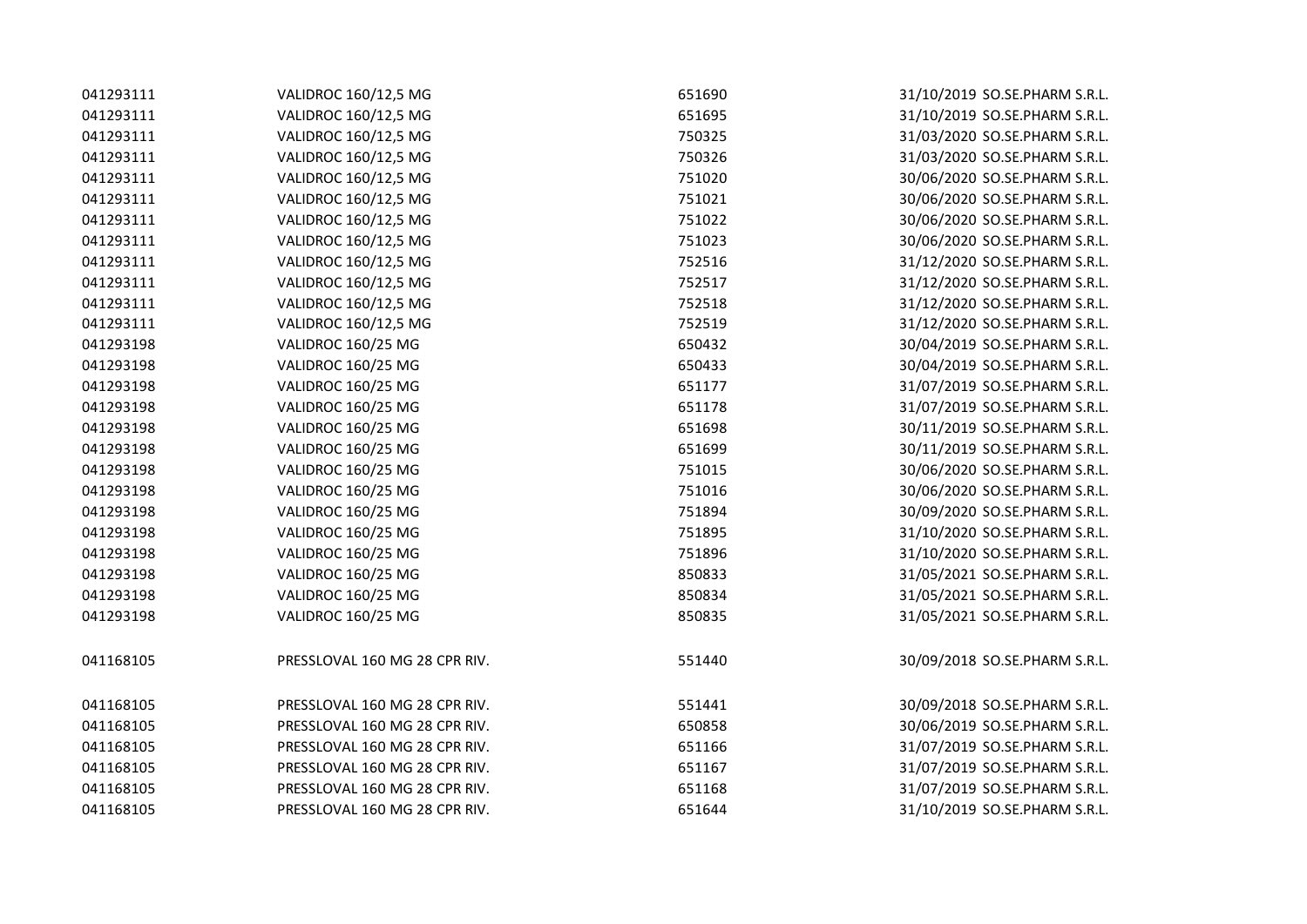| | | | | |
|---|---|---|---|---|
| 041293111 | VALIDROC 160/12,5 MG | 651690 | 31/10/2019 | SO.SE.PHARM S.R.L. |
| 041293111 | VALIDROC 160/12,5 MG | 651695 | 31/10/2019 | SO.SE.PHARM S.R.L. |
| 041293111 | VALIDROC 160/12,5 MG | 750325 | 31/03/2020 | SO.SE.PHARM S.R.L. |
| 041293111 | VALIDROC 160/12,5 MG | 750326 | 31/03/2020 | SO.SE.PHARM S.R.L. |
| 041293111 | VALIDROC 160/12,5 MG | 751020 | 30/06/2020 | SO.SE.PHARM S.R.L. |
| 041293111 | VALIDROC 160/12,5 MG | 751021 | 30/06/2020 | SO.SE.PHARM S.R.L. |
| 041293111 | VALIDROC 160/12,5 MG | 751022 | 30/06/2020 | SO.SE.PHARM S.R.L. |
| 041293111 | VALIDROC 160/12,5 MG | 751023 | 30/06/2020 | SO.SE.PHARM S.R.L. |
| 041293111 | VALIDROC 160/12,5 MG | 752516 | 31/12/2020 | SO.SE.PHARM S.R.L. |
| 041293111 | VALIDROC 160/12,5 MG | 752517 | 31/12/2020 | SO.SE.PHARM S.R.L. |
| 041293111 | VALIDROC 160/12,5 MG | 752518 | 31/12/2020 | SO.SE.PHARM S.R.L. |
| 041293111 | VALIDROC 160/12,5 MG | 752519 | 31/12/2020 | SO.SE.PHARM S.R.L. |
| 041293198 | VALIDROC 160/25 MG | 650432 | 30/04/2019 | SO.SE.PHARM S.R.L. |
| 041293198 | VALIDROC 160/25 MG | 650433 | 30/04/2019 | SO.SE.PHARM S.R.L. |
| 041293198 | VALIDROC 160/25 MG | 651177 | 31/07/2019 | SO.SE.PHARM S.R.L. |
| 041293198 | VALIDROC 160/25 MG | 651178 | 31/07/2019 | SO.SE.PHARM S.R.L. |
| 041293198 | VALIDROC 160/25 MG | 651698 | 30/11/2019 | SO.SE.PHARM S.R.L. |
| 041293198 | VALIDROC 160/25 MG | 651699 | 30/11/2019 | SO.SE.PHARM S.R.L. |
| 041293198 | VALIDROC 160/25 MG | 751015 | 30/06/2020 | SO.SE.PHARM S.R.L. |
| 041293198 | VALIDROC 160/25 MG | 751016 | 30/06/2020 | SO.SE.PHARM S.R.L. |
| 041293198 | VALIDROC 160/25 MG | 751894 | 30/09/2020 | SO.SE.PHARM S.R.L. |
| 041293198 | VALIDROC 160/25 MG | 751895 | 31/10/2020 | SO.SE.PHARM S.R.L. |
| 041293198 | VALIDROC 160/25 MG | 751896 | 31/10/2020 | SO.SE.PHARM S.R.L. |
| 041293198 | VALIDROC 160/25 MG | 850833 | 31/05/2021 | SO.SE.PHARM S.R.L. |
| 041293198 | VALIDROC 160/25 MG | 850834 | 31/05/2021 | SO.SE.PHARM S.R.L. |
| 041293198 | VALIDROC 160/25 MG | 850835 | 31/05/2021 | SO.SE.PHARM S.R.L. |
| 041168105 | PRESSLOVAL 160 MG 28 CPR RIV. | 551440 | 30/09/2018 | SO.SE.PHARM S.R.L. |
| 041168105 | PRESSLOVAL 160 MG 28 CPR RIV. | 551441 | 30/09/2018 | SO.SE.PHARM S.R.L. |
| 041168105 | PRESSLOVAL 160 MG 28 CPR RIV. | 650858 | 30/06/2019 | SO.SE.PHARM S.R.L. |
| 041168105 | PRESSLOVAL 160 MG 28 CPR RIV. | 651166 | 31/07/2019 | SO.SE.PHARM S.R.L. |
| 041168105 | PRESSLOVAL 160 MG 28 CPR RIV. | 651167 | 31/07/2019 | SO.SE.PHARM S.R.L. |
| 041168105 | PRESSLOVAL 160 MG 28 CPR RIV. | 651168 | 31/07/2019 | SO.SE.PHARM S.R.L. |
| 041168105 | PRESSLOVAL 160 MG 28 CPR RIV. | 651644 | 31/10/2019 | SO.SE.PHARM S.R.L. |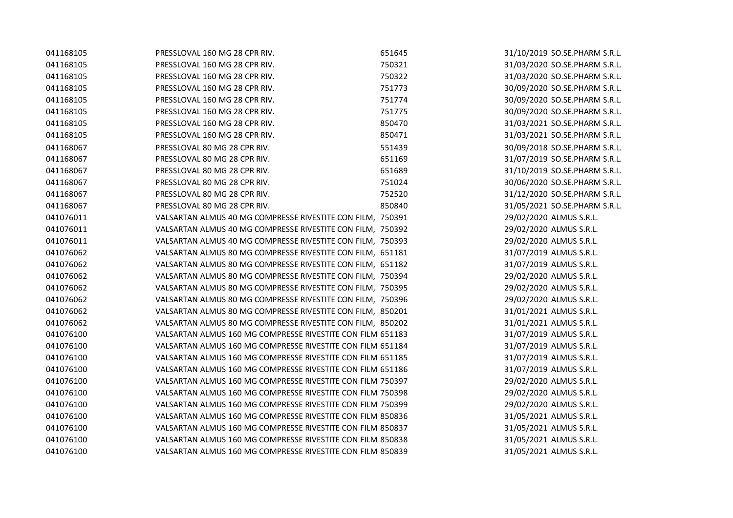| | | | | |
|---|---|---|---|---|
| 041168105 | PRESSLOVAL 160 MG 28 CPR RIV. | 651645 | 31/10/2019 | SO.SE.PHARM S.R.L. |
| 041168105 | PRESSLOVAL 160 MG 28 CPR RIV. | 750321 | 31/03/2020 | SO.SE.PHARM S.R.L. |
| 041168105 | PRESSLOVAL 160 MG 28 CPR RIV. | 750322 | 31/03/2020 | SO.SE.PHARM S.R.L. |
| 041168105 | PRESSLOVAL 160 MG 28 CPR RIV. | 751773 | 30/09/2020 | SO.SE.PHARM S.R.L. |
| 041168105 | PRESSLOVAL 160 MG 28 CPR RIV. | 751774 | 30/09/2020 | SO.SE.PHARM S.R.L. |
| 041168105 | PRESSLOVAL 160 MG 28 CPR RIV. | 751775 | 30/09/2020 | SO.SE.PHARM S.R.L. |
| 041168105 | PRESSLOVAL 160 MG 28 CPR RIV. | 850470 | 31/03/2021 | SO.SE.PHARM S.R.L. |
| 041168105 | PRESSLOVAL 160 MG 28 CPR RIV. | 850471 | 31/03/2021 | SO.SE.PHARM S.R.L. |
| 041168067 | PRESSLOVAL 80 MG 28 CPR RIV. | 551439 | 30/09/2018 | SO.SE.PHARM S.R.L. |
| 041168067 | PRESSLOVAL 80 MG 28 CPR RIV. | 651169 | 31/07/2019 | SO.SE.PHARM S.R.L. |
| 041168067 | PRESSLOVAL 80 MG 28 CPR RIV. | 651689 | 31/10/2019 | SO.SE.PHARM S.R.L. |
| 041168067 | PRESSLOVAL 80 MG 28 CPR RIV. | 751024 | 30/06/2020 | SO.SE.PHARM S.R.L. |
| 041168067 | PRESSLOVAL 80 MG 28 CPR RIV. | 752520 | 31/12/2020 | SO.SE.PHARM S.R.L. |
| 041168067 | PRESSLOVAL 80 MG 28 CPR RIV. | 850840 | 31/05/2021 | SO.SE.PHARM S.R.L. |
| 041076011 | VALSARTAN ALMUS 40 MG COMPRESSE RIVESTITE CON FILM, | 750391 | 29/02/2020 | ALMUS S.R.L. |
| 041076011 | VALSARTAN ALMUS 40 MG COMPRESSE RIVESTITE CON FILM, | 750392 | 29/02/2020 | ALMUS S.R.L. |
| 041076011 | VALSARTAN ALMUS 40 MG COMPRESSE RIVESTITE CON FILM, | 750393 | 29/02/2020 | ALMUS S.R.L. |
| 041076062 | VALSARTAN ALMUS 80 MG COMPRESSE RIVESTITE CON FILM, | 651181 | 31/07/2019 | ALMUS S.R.L. |
| 041076062 | VALSARTAN ALMUS 80 MG COMPRESSE RIVESTITE CON FILM, | 651182 | 31/07/2019 | ALMUS S.R.L. |
| 041076062 | VALSARTAN ALMUS 80 MG COMPRESSE RIVESTITE CON FILM, | 750394 | 29/02/2020 | ALMUS S.R.L. |
| 041076062 | VALSARTAN ALMUS 80 MG COMPRESSE RIVESTITE CON FILM, | 750395 | 29/02/2020 | ALMUS S.R.L. |
| 041076062 | VALSARTAN ALMUS 80 MG COMPRESSE RIVESTITE CON FILM, | 750396 | 29/02/2020 | ALMUS S.R.L. |
| 041076062 | VALSARTAN ALMUS 80 MG COMPRESSE RIVESTITE CON FILM, | 850201 | 31/01/2021 | ALMUS S.R.L. |
| 041076062 | VALSARTAN ALMUS 80 MG COMPRESSE RIVESTITE CON FILM, | 850202 | 31/01/2021 | ALMUS S.R.L. |
| 041076100 | VALSARTAN ALMUS 160 MG COMPRESSE RIVESTITE CON FILM | 651183 | 31/07/2019 | ALMUS S.R.L. |
| 041076100 | VALSARTAN ALMUS 160 MG COMPRESSE RIVESTITE CON FILM | 651184 | 31/07/2019 | ALMUS S.R.L. |
| 041076100 | VALSARTAN ALMUS 160 MG COMPRESSE RIVESTITE CON FILM | 651185 | 31/07/2019 | ALMUS S.R.L. |
| 041076100 | VALSARTAN ALMUS 160 MG COMPRESSE RIVESTITE CON FILM | 651186 | 31/07/2019 | ALMUS S.R.L. |
| 041076100 | VALSARTAN ALMUS 160 MG COMPRESSE RIVESTITE CON FILM | 750397 | 29/02/2020 | ALMUS S.R.L. |
| 041076100 | VALSARTAN ALMUS 160 MG COMPRESSE RIVESTITE CON FILM | 750398 | 29/02/2020 | ALMUS S.R.L. |
| 041076100 | VALSARTAN ALMUS 160 MG COMPRESSE RIVESTITE CON FILM | 750399 | 29/02/2020 | ALMUS S.R.L. |
| 041076100 | VALSARTAN ALMUS 160 MG COMPRESSE RIVESTITE CON FILM | 850836 | 31/05/2021 | ALMUS S.R.L. |
| 041076100 | VALSARTAN ALMUS 160 MG COMPRESSE RIVESTITE CON FILM | 850837 | 31/05/2021 | ALMUS S.R.L. |
| 041076100 | VALSARTAN ALMUS 160 MG COMPRESSE RIVESTITE CON FILM | 850838 | 31/05/2021 | ALMUS S.R.L. |
| 041076100 | VALSARTAN ALMUS 160 MG COMPRESSE RIVESTITE CON FILM | 850839 | 31/05/2021 | ALMUS S.R.L. |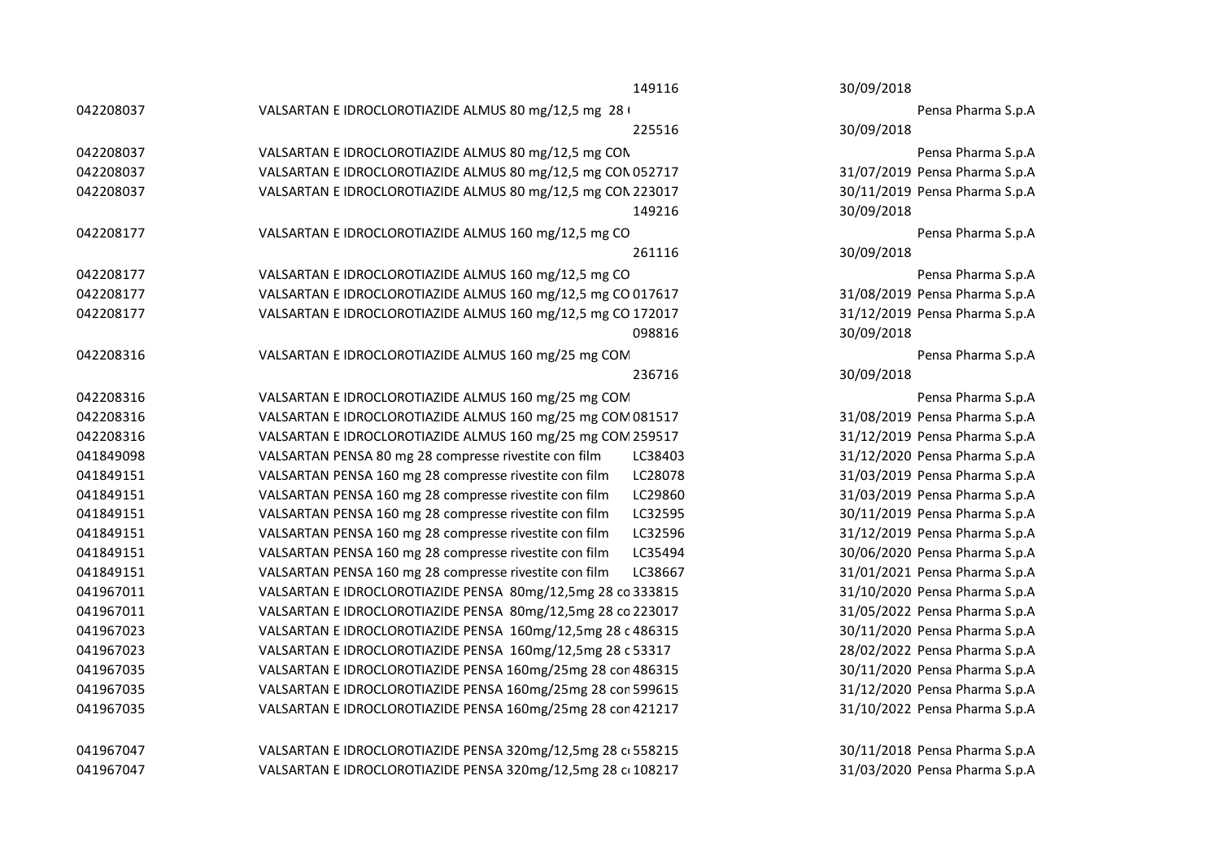| | | | | |
|---|---|---|---|---|
| 042208037 | VALSARTAN E IDROCLOROTIAZIDE ALMUS 80 mg/12,5 mg 28 ( | 149116 | 30/09/2018 | Pensa Pharma S.p.A |
| 042208037 | VALSARTAN E IDROCLOROTIAZIDE ALMUS 80 mg/12,5 mg CON | 225516 | 30/09/2018 | Pensa Pharma S.p.A |
| 042208037 | VALSARTAN E IDROCLOROTIAZIDE ALMUS 80 mg/12,5 mg CON | 052717 | 31/07/2019 | Pensa Pharma S.p.A |
| 042208037 | VALSARTAN E IDROCLOROTIAZIDE ALMUS 80 mg/12,5 mg CON | 223017 | 30/11/2019 | Pensa Pharma S.p.A |
| 042208177 | VALSARTAN E IDROCLOROTIAZIDE ALMUS 160 mg/12,5 mg CO | 149216 | 30/09/2018 | Pensa Pharma S.p.A |
| 042208177 | VALSARTAN E IDROCLOROTIAZIDE ALMUS 160 mg/12,5 mg CO | 261116 | 30/09/2018 | Pensa Pharma S.p.A |
| 042208177 | VALSARTAN E IDROCLOROTIAZIDE ALMUS 160 mg/12,5 mg CO | 017617 | 31/08/2019 | Pensa Pharma S.p.A |
| 042208177 | VALSARTAN E IDROCLOROTIAZIDE ALMUS 160 mg/12,5 mg CO | 172017 | 31/12/2019 | Pensa Pharma S.p.A |
| 042208316 | VALSARTAN E IDROCLOROTIAZIDE ALMUS 160 mg/25 mg COM | 098816 | 30/09/2018 | Pensa Pharma S.p.A |
| 042208316 | VALSARTAN E IDROCLOROTIAZIDE ALMUS 160 mg/25 mg COM | 236716 | 30/09/2018 | Pensa Pharma S.p.A |
| 042208316 | VALSARTAN E IDROCLOROTIAZIDE ALMUS 160 mg/25 mg COM | 081517 | 31/08/2019 | Pensa Pharma S.p.A |
| 042208316 | VALSARTAN E IDROCLOROTIAZIDE ALMUS 160 mg/25 mg COM | 259517 | 31/12/2019 | Pensa Pharma S.p.A |
| 041849098 | VALSARTAN PENSA 80 mg 28 compresse rivestite con film | LC38403 | 31/12/2020 | Pensa Pharma S.p.A |
| 041849151 | VALSARTAN PENSA 160 mg 28 compresse rivestite con film | LC28078 | 31/03/2019 | Pensa Pharma S.p.A |
| 041849151 | VALSARTAN PENSA 160 mg 28 compresse rivestite con film | LC29860 | 31/03/2019 | Pensa Pharma S.p.A |
| 041849151 | VALSARTAN PENSA 160 mg 28 compresse rivestite con film | LC32595 | 30/11/2019 | Pensa Pharma S.p.A |
| 041849151 | VALSARTAN PENSA 160 mg 28 compresse rivestite con film | LC32596 | 31/12/2019 | Pensa Pharma S.p.A |
| 041849151 | VALSARTAN PENSA 160 mg 28 compresse rivestite con film | LC35494 | 30/06/2020 | Pensa Pharma S.p.A |
| 041849151 | VALSARTAN PENSA 160 mg 28 compresse rivestite con film | LC38667 | 31/01/2021 | Pensa Pharma S.p.A |
| 041967011 | VALSARTAN E IDROCLOROTIAZIDE PENSA 80mg/12,5mg 28 co | 333815 | 31/10/2020 | Pensa Pharma S.p.A |
| 041967011 | VALSARTAN E IDROCLOROTIAZIDE PENSA 80mg/12,5mg 28 co | 223017 | 31/05/2022 | Pensa Pharma S.p.A |
| 041967023 | VALSARTAN E IDROCLOROTIAZIDE PENSA 160mg/12,5mg 28 c | 486315 | 30/11/2020 | Pensa Pharma S.p.A |
| 041967023 | VALSARTAN E IDROCLOROTIAZIDE PENSA 160mg/12,5mg 28 c | 53317 | 28/02/2022 | Pensa Pharma S.p.A |
| 041967035 | VALSARTAN E IDROCLOROTIAZIDE PENSA 160mg/25mg 28 con | 486315 | 30/11/2020 | Pensa Pharma S.p.A |
| 041967035 | VALSARTAN E IDROCLOROTIAZIDE PENSA 160mg/25mg 28 con | 599615 | 31/12/2020 | Pensa Pharma S.p.A |
| 041967035 | VALSARTAN E IDROCLOROTIAZIDE PENSA 160mg/25mg 28 con | 421217 | 31/10/2022 | Pensa Pharma S.p.A |
| 041967047 | VALSARTAN E IDROCLOROTIAZIDE PENSA 320mg/12,5mg 28 c | 558215 | 30/11/2018 | Pensa Pharma S.p.A |
| 041967047 | VALSARTAN E IDROCLOROTIAZIDE PENSA 320mg/12,5mg 28 c | 108217 | 31/03/2020 | Pensa Pharma S.p.A |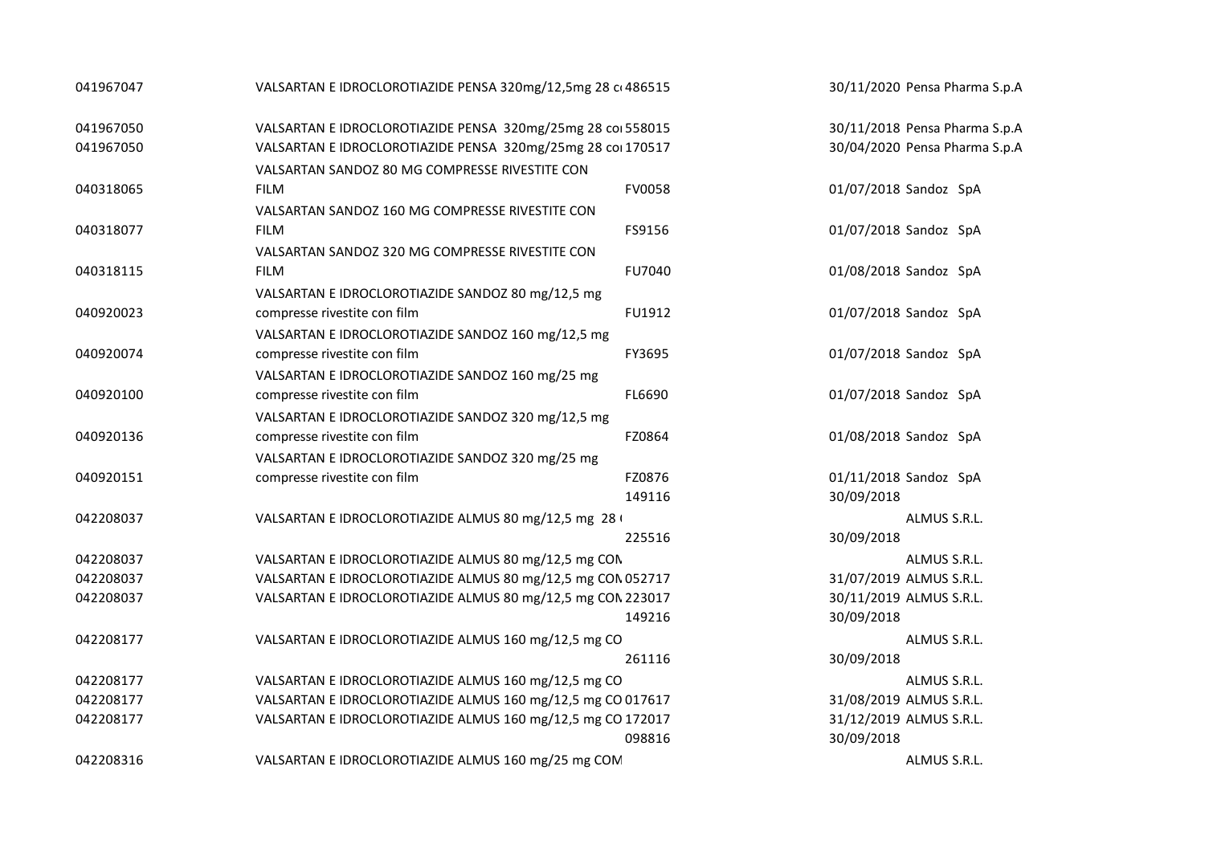| | | | | |
|---|---|---|---|---|
| 041967047 | VALSARTAN E IDROCLOROTIAZIDE PENSA 320mg/12,5mg 28 c | 486515 | 30/11/2020 | Pensa Pharma S.p.A |
| 041967050 | VALSARTAN E IDROCLOROTIAZIDE PENSA 320mg/25mg 28 co | 558015 | 30/11/2018 | Pensa Pharma S.p.A |
| 041967050 | VALSARTAN E IDROCLOROTIAZIDE PENSA 320mg/25mg 28 co | 170517 | 30/04/2020 | Pensa Pharma S.p.A |
| 040318065 | VALSARTAN SANDOZ 80 MG COMPRESSE RIVESTITE CON FILM | FV0058 | 01/07/2018 | Sandoz SpA |
| 040318077 | VALSARTAN SANDOZ 160 MG COMPRESSE RIVESTITE CON FILM | FS9156 | 01/07/2018 | Sandoz SpA |
| 040318115 | VALSARTAN SANDOZ 320 MG COMPRESSE RIVESTITE CON FILM | FU7040 | 01/08/2018 | Sandoz SpA |
| 040920023 | VALSARTAN E IDROCLOROTIAZIDE SANDOZ 80 mg/12,5 mg compresse rivestite con film | FU1912 | 01/07/2018 | Sandoz SpA |
| 040920074 | VALSARTAN E IDROCLOROTIAZIDE SANDOZ 160 mg/12,5 mg compresse rivestite con film | FY3695 | 01/07/2018 | Sandoz SpA |
| 040920100 | VALSARTAN E IDROCLOROTIAZIDE SANDOZ 160 mg/25 mg compresse rivestite con film | FL6690 | 01/07/2018 | Sandoz SpA |
| 040920136 | VALSARTAN E IDROCLOROTIAZIDE SANDOZ 320 mg/12,5 mg compresse rivestite con film | FZ0864 | 01/08/2018 | Sandoz SpA |
| 040920151 | VALSARTAN E IDROCLOROTIAZIDE SANDOZ 320 mg/25 mg compresse rivestite con film | FZ0876 | 01/11/2018 | Sandoz SpA |
| 042208037 | VALSARTAN E IDROCLOROTIAZIDE ALMUS 80 mg/12,5 mg 28 | 149116 | 30/09/2018 | ALMUS S.R.L. |
| 042208037 | VALSARTAN E IDROCLOROTIAZIDE ALMUS 80 mg/12,5 mg CON | 225516 | 30/09/2018 | ALMUS S.R.L. |
| 042208037 | VALSARTAN E IDROCLOROTIAZIDE ALMUS 80 mg/12,5 mg CON | 052717 | 31/07/2019 | ALMUS S.R.L. |
| 042208037 | VALSARTAN E IDROCLOROTIAZIDE ALMUS 80 mg/12,5 mg CON | 223017 | 30/11/2019 | ALMUS S.R.L. |
| 042208177 | VALSARTAN E IDROCLOROTIAZIDE ALMUS 160 mg/12,5 mg CO | 149216 | 30/09/2018 | ALMUS S.R.L. |
| 042208177 | VALSARTAN E IDROCLOROTIAZIDE ALMUS 160 mg/12,5 mg CO | 261116 | 30/09/2018 | ALMUS S.R.L. |
| 042208177 | VALSARTAN E IDROCLOROTIAZIDE ALMUS 160 mg/12,5 mg CO | 017617 | 31/08/2019 | ALMUS S.R.L. |
| 042208177 | VALSARTAN E IDROCLOROTIAZIDE ALMUS 160 mg/12,5 mg CO | 172017 | 31/12/2019 | ALMUS S.R.L. |
| 042208316 | VALSARTAN E IDROCLOROTIAZIDE ALMUS 160 mg/25 mg COM | 098816 | 30/09/2018 | ALMUS S.R.L. |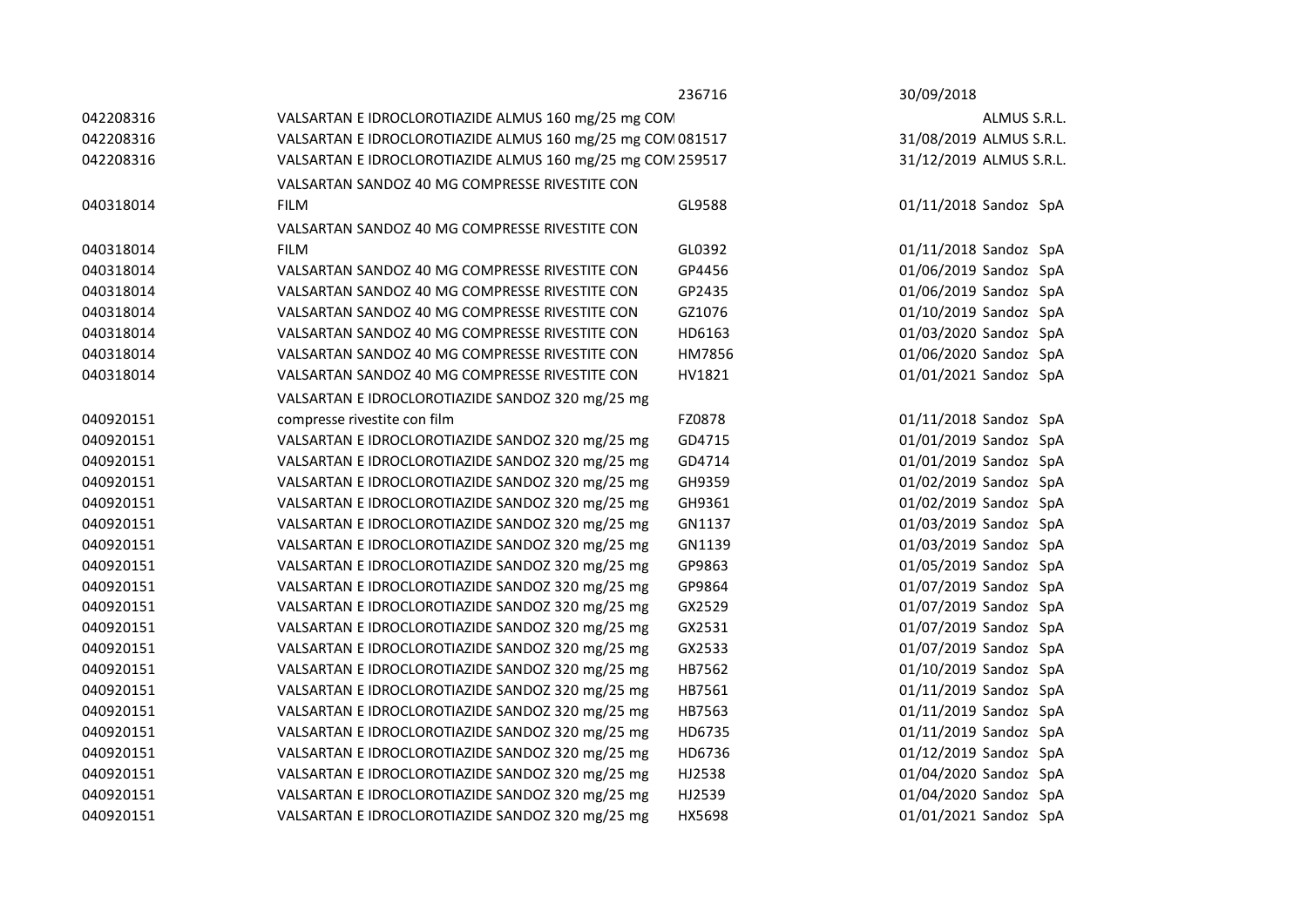|  |  | 236716 | 30/09/2018 |  |
|---|---|---|---|---|
| 042208316 | VALSARTAN E IDROCLOROTIAZIDE ALMUS 160 mg/25 mg COM |  |  | ALMUS S.R.L. |
| 042208316 | VALSARTAN E IDROCLOROTIAZIDE ALMUS 160 mg/25 mg COM | 081517 | 31/08/2019 | ALMUS S.R.L. |
| 042208316 | VALSARTAN E IDROCLOROTIAZIDE ALMUS 160 mg/25 mg COM | 259517 | 31/12/2019 | ALMUS S.R.L. |
| 040318014 | VALSARTAN SANDOZ 40 MG COMPRESSE RIVESTITE CON FILM | GL9588 | 01/11/2018 | Sandoz SpA |
| 040318014 | VALSARTAN SANDOZ 40 MG COMPRESSE RIVESTITE CON FILM | GL0392 | 01/11/2018 | Sandoz SpA |
| 040318014 | VALSARTAN SANDOZ 40 MG COMPRESSE RIVESTITE CON | GP4456 | 01/06/2019 | Sandoz SpA |
| 040318014 | VALSARTAN SANDOZ 40 MG COMPRESSE RIVESTITE CON | GP2435 | 01/06/2019 | Sandoz SpA |
| 040318014 | VALSARTAN SANDOZ 40 MG COMPRESSE RIVESTITE CON | GZ1076 | 01/10/2019 | Sandoz SpA |
| 040318014 | VALSARTAN SANDOZ 40 MG COMPRESSE RIVESTITE CON | HD6163 | 01/03/2020 | Sandoz SpA |
| 040318014 | VALSARTAN SANDOZ 40 MG COMPRESSE RIVESTITE CON | HM7856 | 01/06/2020 | Sandoz SpA |
| 040318014 | VALSARTAN SANDOZ 40 MG COMPRESSE RIVESTITE CON | HV1821 | 01/01/2021 | Sandoz SpA |
| 040920151 | VALSARTAN E IDROCLOROTIAZIDE SANDOZ 320 mg/25 mg compresse rivestite con film | FZ0878 | 01/11/2018 | Sandoz SpA |
| 040920151 | VALSARTAN E IDROCLOROTIAZIDE SANDOZ 320 mg/25 mg | GD4715 | 01/01/2019 | Sandoz SpA |
| 040920151 | VALSARTAN E IDROCLOROTIAZIDE SANDOZ 320 mg/25 mg | GD4714 | 01/01/2019 | Sandoz SpA |
| 040920151 | VALSARTAN E IDROCLOROTIAZIDE SANDOZ 320 mg/25 mg | GH9359 | 01/02/2019 | Sandoz SpA |
| 040920151 | VALSARTAN E IDROCLOROTIAZIDE SANDOZ 320 mg/25 mg | GH9361 | 01/02/2019 | Sandoz SpA |
| 040920151 | VALSARTAN E IDROCLOROTIAZIDE SANDOZ 320 mg/25 mg | GN1137 | 01/03/2019 | Sandoz SpA |
| 040920151 | VALSARTAN E IDROCLOROTIAZIDE SANDOZ 320 mg/25 mg | GN1139 | 01/03/2019 | Sandoz SpA |
| 040920151 | VALSARTAN E IDROCLOROTIAZIDE SANDOZ 320 mg/25 mg | GP9863 | 01/05/2019 | Sandoz SpA |
| 040920151 | VALSARTAN E IDROCLOROTIAZIDE SANDOZ 320 mg/25 mg | GP9864 | 01/07/2019 | Sandoz SpA |
| 040920151 | VALSARTAN E IDROCLOROTIAZIDE SANDOZ 320 mg/25 mg | GX2529 | 01/07/2019 | Sandoz SpA |
| 040920151 | VALSARTAN E IDROCLOROTIAZIDE SANDOZ 320 mg/25 mg | GX2531 | 01/07/2019 | Sandoz SpA |
| 040920151 | VALSARTAN E IDROCLOROTIAZIDE SANDOZ 320 mg/25 mg | GX2533 | 01/07/2019 | Sandoz SpA |
| 040920151 | VALSARTAN E IDROCLOROTIAZIDE SANDOZ 320 mg/25 mg | HB7562 | 01/10/2019 | Sandoz SpA |
| 040920151 | VALSARTAN E IDROCLOROTIAZIDE SANDOZ 320 mg/25 mg | HB7561 | 01/11/2019 | Sandoz SpA |
| 040920151 | VALSARTAN E IDROCLOROTIAZIDE SANDOZ 320 mg/25 mg | HB7563 | 01/11/2019 | Sandoz SpA |
| 040920151 | VALSARTAN E IDROCLOROTIAZIDE SANDOZ 320 mg/25 mg | HD6735 | 01/11/2019 | Sandoz SpA |
| 040920151 | VALSARTAN E IDROCLOROTIAZIDE SANDOZ 320 mg/25 mg | HD6736 | 01/12/2019 | Sandoz SpA |
| 040920151 | VALSARTAN E IDROCLOROTIAZIDE SANDOZ 320 mg/25 mg | HJ2538 | 01/04/2020 | Sandoz SpA |
| 040920151 | VALSARTAN E IDROCLOROTIAZIDE SANDOZ 320 mg/25 mg | HJ2539 | 01/04/2020 | Sandoz SpA |
| 040920151 | VALSARTAN E IDROCLOROTIAZIDE SANDOZ 320 mg/25 mg | HX5698 | 01/01/2021 | Sandoz SpA |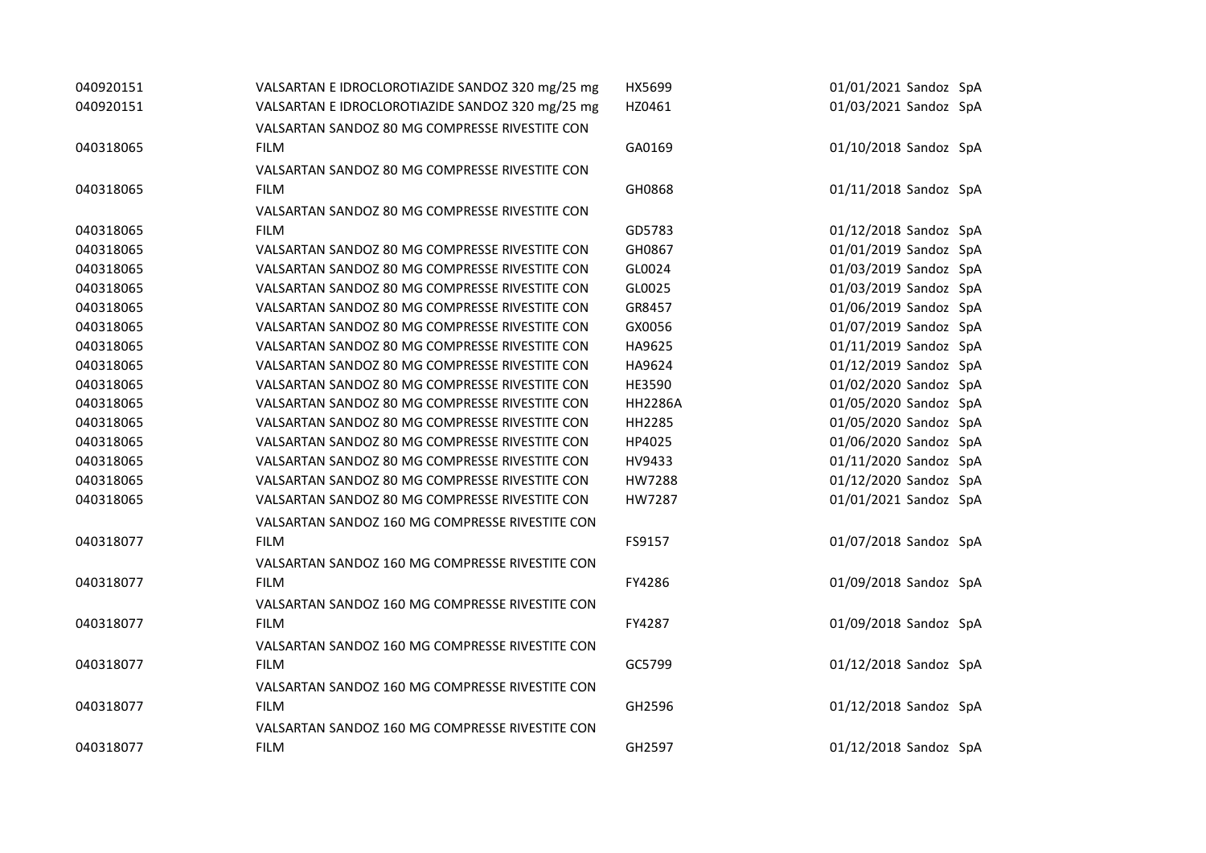| | | | |
|---|---|---|---|
| 040920151 | VALSARTAN E IDROCLOROTIAZIDE SANDOZ 320 mg/25 mg | HX5699 | 01/01/2021 Sandoz SpA |
| 040920151 | VALSARTAN E IDROCLOROTIAZIDE SANDOZ 320 mg/25 mg | HZ0461 | 01/03/2021 Sandoz SpA |
| 040318065 | VALSARTAN SANDOZ 80 MG COMPRESSE RIVESTITE CON FILM | GA0169 | 01/10/2018 Sandoz SpA |
| 040318065 | VALSARTAN SANDOZ 80 MG COMPRESSE RIVESTITE CON FILM | GH0868 | 01/11/2018 Sandoz SpA |
| 040318065 | VALSARTAN SANDOZ 80 MG COMPRESSE RIVESTITE CON FILM | GD5783 | 01/12/2018 Sandoz SpA |
| 040318065 | VALSARTAN SANDOZ 80 MG COMPRESSE RIVESTITE CON | GH0867 | 01/01/2019 Sandoz SpA |
| 040318065 | VALSARTAN SANDOZ 80 MG COMPRESSE RIVESTITE CON | GL0024 | 01/03/2019 Sandoz SpA |
| 040318065 | VALSARTAN SANDOZ 80 MG COMPRESSE RIVESTITE CON | GL0025 | 01/03/2019 Sandoz SpA |
| 040318065 | VALSARTAN SANDOZ 80 MG COMPRESSE RIVESTITE CON | GR8457 | 01/06/2019 Sandoz SpA |
| 040318065 | VALSARTAN SANDOZ 80 MG COMPRESSE RIVESTITE CON | GX0056 | 01/07/2019 Sandoz SpA |
| 040318065 | VALSARTAN SANDOZ 80 MG COMPRESSE RIVESTITE CON | HA9625 | 01/11/2019 Sandoz SpA |
| 040318065 | VALSARTAN SANDOZ 80 MG COMPRESSE RIVESTITE CON | HA9624 | 01/12/2019 Sandoz SpA |
| 040318065 | VALSARTAN SANDOZ 80 MG COMPRESSE RIVESTITE CON | HE3590 | 01/02/2020 Sandoz SpA |
| 040318065 | VALSARTAN SANDOZ 80 MG COMPRESSE RIVESTITE CON | HH2286A | 01/05/2020 Sandoz SpA |
| 040318065 | VALSARTAN SANDOZ 80 MG COMPRESSE RIVESTITE CON | HH2285 | 01/05/2020 Sandoz SpA |
| 040318065 | VALSARTAN SANDOZ 80 MG COMPRESSE RIVESTITE CON | HP4025 | 01/06/2020 Sandoz SpA |
| 040318065 | VALSARTAN SANDOZ 80 MG COMPRESSE RIVESTITE CON | HV9433 | 01/11/2020 Sandoz SpA |
| 040318065 | VALSARTAN SANDOZ 80 MG COMPRESSE RIVESTITE CON | HW7288 | 01/12/2020 Sandoz SpA |
| 040318065 | VALSARTAN SANDOZ 80 MG COMPRESSE RIVESTITE CON | HW7287 | 01/01/2021 Sandoz SpA |
| 040318077 | VALSARTAN SANDOZ 160 MG COMPRESSE RIVESTITE CON FILM | FS9157 | 01/07/2018 Sandoz SpA |
| 040318077 | VALSARTAN SANDOZ 160 MG COMPRESSE RIVESTITE CON FILM | FY4286 | 01/09/2018 Sandoz SpA |
| 040318077 | VALSARTAN SANDOZ 160 MG COMPRESSE RIVESTITE CON FILM | FY4287 | 01/09/2018 Sandoz SpA |
| 040318077 | VALSARTAN SANDOZ 160 MG COMPRESSE RIVESTITE CON FILM | GC5799 | 01/12/2018 Sandoz SpA |
| 040318077 | VALSARTAN SANDOZ 160 MG COMPRESSE RIVESTITE CON FILM | GH2596 | 01/12/2018 Sandoz SpA |
| 040318077 | VALSARTAN SANDOZ 160 MG COMPRESSE RIVESTITE CON FILM | GH2597 | 01/12/2018 Sandoz SpA |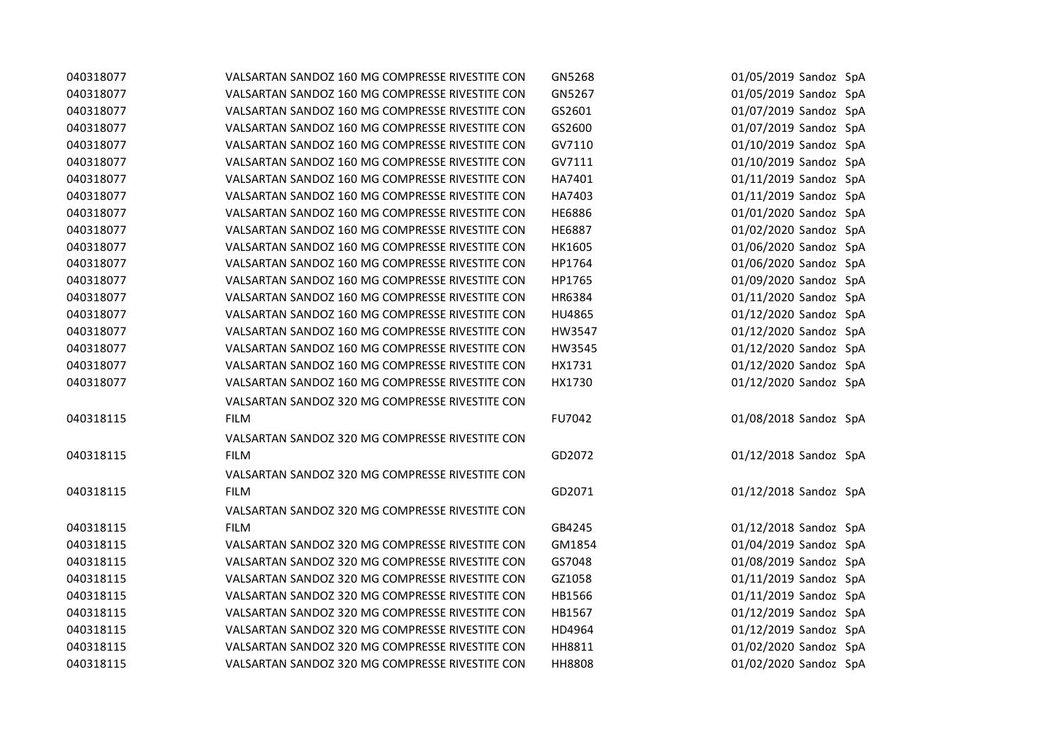| | | | | |
|---|---|---|---|---|
| 040318077 | VALSARTAN SANDOZ 160 MG COMPRESSE RIVESTITE CON | GN5268 | 01/05/2019 | Sandoz SpA |
| 040318077 | VALSARTAN SANDOZ 160 MG COMPRESSE RIVESTITE CON | GN5267 | 01/05/2019 | Sandoz SpA |
| 040318077 | VALSARTAN SANDOZ 160 MG COMPRESSE RIVESTITE CON | GS2601 | 01/07/2019 | Sandoz SpA |
| 040318077 | VALSARTAN SANDOZ 160 MG COMPRESSE RIVESTITE CON | GS2600 | 01/07/2019 | Sandoz SpA |
| 040318077 | VALSARTAN SANDOZ 160 MG COMPRESSE RIVESTITE CON | GV7110 | 01/10/2019 | Sandoz SpA |
| 040318077 | VALSARTAN SANDOZ 160 MG COMPRESSE RIVESTITE CON | GV7111 | 01/10/2019 | Sandoz SpA |
| 040318077 | VALSARTAN SANDOZ 160 MG COMPRESSE RIVESTITE CON | HA7401 | 01/11/2019 | Sandoz SpA |
| 040318077 | VALSARTAN SANDOZ 160 MG COMPRESSE RIVESTITE CON | HA7403 | 01/11/2019 | Sandoz SpA |
| 040318077 | VALSARTAN SANDOZ 160 MG COMPRESSE RIVESTITE CON | HE6886 | 01/01/2020 | Sandoz SpA |
| 040318077 | VALSARTAN SANDOZ 160 MG COMPRESSE RIVESTITE CON | HE6887 | 01/02/2020 | Sandoz SpA |
| 040318077 | VALSARTAN SANDOZ 160 MG COMPRESSE RIVESTITE CON | HK1605 | 01/06/2020 | Sandoz SpA |
| 040318077 | VALSARTAN SANDOZ 160 MG COMPRESSE RIVESTITE CON | HP1764 | 01/06/2020 | Sandoz SpA |
| 040318077 | VALSARTAN SANDOZ 160 MG COMPRESSE RIVESTITE CON | HP1765 | 01/09/2020 | Sandoz SpA |
| 040318077 | VALSARTAN SANDOZ 160 MG COMPRESSE RIVESTITE CON | HR6384 | 01/11/2020 | Sandoz SpA |
| 040318077 | VALSARTAN SANDOZ 160 MG COMPRESSE RIVESTITE CON | HU4865 | 01/12/2020 | Sandoz SpA |
| 040318077 | VALSARTAN SANDOZ 160 MG COMPRESSE RIVESTITE CON | HW3547 | 01/12/2020 | Sandoz SpA |
| 040318077 | VALSARTAN SANDOZ 160 MG COMPRESSE RIVESTITE CON | HW3545 | 01/12/2020 | Sandoz SpA |
| 040318077 | VALSARTAN SANDOZ 160 MG COMPRESSE RIVESTITE CON | HX1731 | 01/12/2020 | Sandoz SpA |
| 040318077 | VALSARTAN SANDOZ 160 MG COMPRESSE RIVESTITE CON | HX1730 | 01/12/2020 | Sandoz SpA |
| 040318115 | VALSARTAN SANDOZ 320 MG COMPRESSE RIVESTITE CON FILM | FU7042 | 01/08/2018 | Sandoz SpA |
| 040318115 | VALSARTAN SANDOZ 320 MG COMPRESSE RIVESTITE CON FILM | GD2072 | 01/12/2018 | Sandoz SpA |
| 040318115 | VALSARTAN SANDOZ 320 MG COMPRESSE RIVESTITE CON FILM | GD2071 | 01/12/2018 | Sandoz SpA |
| 040318115 | VALSARTAN SANDOZ 320 MG COMPRESSE RIVESTITE CON FILM | GB4245 | 01/12/2018 | Sandoz SpA |
| 040318115 | VALSARTAN SANDOZ 320 MG COMPRESSE RIVESTITE CON | GM1854 | 01/04/2019 | Sandoz SpA |
| 040318115 | VALSARTAN SANDOZ 320 MG COMPRESSE RIVESTITE CON | GS7048 | 01/08/2019 | Sandoz SpA |
| 040318115 | VALSARTAN SANDOZ 320 MG COMPRESSE RIVESTITE CON | GZ1058 | 01/11/2019 | Sandoz SpA |
| 040318115 | VALSARTAN SANDOZ 320 MG COMPRESSE RIVESTITE CON | HB1566 | 01/11/2019 | Sandoz SpA |
| 040318115 | VALSARTAN SANDOZ 320 MG COMPRESSE RIVESTITE CON | HB1567 | 01/12/2019 | Sandoz SpA |
| 040318115 | VALSARTAN SANDOZ 320 MG COMPRESSE RIVESTITE CON | HD4964 | 01/12/2019 | Sandoz SpA |
| 040318115 | VALSARTAN SANDOZ 320 MG COMPRESSE RIVESTITE CON | HH8811 | 01/02/2020 | Sandoz SpA |
| 040318115 | VALSARTAN SANDOZ 320 MG COMPRESSE RIVESTITE CON | HH8808 | 01/02/2020 | Sandoz SpA |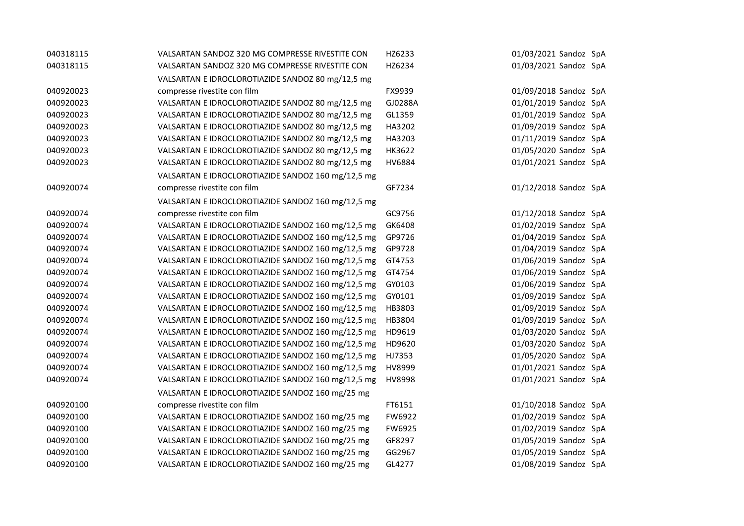| | | | | |
|---|---|---|---|---|
| 040318115 | VALSARTAN SANDOZ 320 MG COMPRESSE RIVESTITE CON | HZ6233 | 01/03/2021 | Sandoz SpA |
| 040318115 | VALSARTAN SANDOZ 320 MG COMPRESSE RIVESTITE CON | HZ6234 | 01/03/2021 | Sandoz SpA |
| 040920023 | VALSARTAN E IDROCLOROTIAZIDE SANDOZ 80 mg/12,5 mg compresse rivestite con film | FX9939 | 01/09/2018 | Sandoz SpA |
| 040920023 | VALSARTAN E IDROCLOROTIAZIDE SANDOZ 80 mg/12,5 mg | GJ0288A | 01/01/2019 | Sandoz SpA |
| 040920023 | VALSARTAN E IDROCLOROTIAZIDE SANDOZ 80 mg/12,5 mg | GL1359 | 01/01/2019 | Sandoz SpA |
| 040920023 | VALSARTAN E IDROCLOROTIAZIDE SANDOZ 80 mg/12,5 mg | HA3202 | 01/09/2019 | Sandoz SpA |
| 040920023 | VALSARTAN E IDROCLOROTIAZIDE SANDOZ 80 mg/12,5 mg | HA3203 | 01/11/2019 | Sandoz SpA |
| 040920023 | VALSARTAN E IDROCLOROTIAZIDE SANDOZ 80 mg/12,5 mg | HK3622 | 01/05/2020 | Sandoz SpA |
| 040920023 | VALSARTAN E IDROCLOROTIAZIDE SANDOZ 80 mg/12,5 mg | HV6884 | 01/01/2021 | Sandoz SpA |
| 040920074 | VALSARTAN E IDROCLOROTIAZIDE SANDOZ 160 mg/12,5 mg compresse rivestite con film | GF7234 | 01/12/2018 | Sandoz SpA |
| 040920074 | VALSARTAN E IDROCLOROTIAZIDE SANDOZ 160 mg/12,5 mg compresse rivestite con film | GC9756 | 01/12/2018 | Sandoz SpA |
| 040920074 | VALSARTAN E IDROCLOROTIAZIDE SANDOZ 160 mg/12,5 mg | GK6408 | 01/02/2019 | Sandoz SpA |
| 040920074 | VALSARTAN E IDROCLOROTIAZIDE SANDOZ 160 mg/12,5 mg | GP9726 | 01/04/2019 | Sandoz SpA |
| 040920074 | VALSARTAN E IDROCLOROTIAZIDE SANDOZ 160 mg/12,5 mg | GP9728 | 01/04/2019 | Sandoz SpA |
| 040920074 | VALSARTAN E IDROCLOROTIAZIDE SANDOZ 160 mg/12,5 mg | GT4753 | 01/06/2019 | Sandoz SpA |
| 040920074 | VALSARTAN E IDROCLOROTIAZIDE SANDOZ 160 mg/12,5 mg | GT4754 | 01/06/2019 | Sandoz SpA |
| 040920074 | VALSARTAN E IDROCLOROTIAZIDE SANDOZ 160 mg/12,5 mg | GY0103 | 01/06/2019 | Sandoz SpA |
| 040920074 | VALSARTAN E IDROCLOROTIAZIDE SANDOZ 160 mg/12,5 mg | GY0101 | 01/09/2019 | Sandoz SpA |
| 040920074 | VALSARTAN E IDROCLOROTIAZIDE SANDOZ 160 mg/12,5 mg | HB3803 | 01/09/2019 | Sandoz SpA |
| 040920074 | VALSARTAN E IDROCLOROTIAZIDE SANDOZ 160 mg/12,5 mg | HB3804 | 01/09/2019 | Sandoz SpA |
| 040920074 | VALSARTAN E IDROCLOROTIAZIDE SANDOZ 160 mg/12,5 mg | HD9619 | 01/03/2020 | Sandoz SpA |
| 040920074 | VALSARTAN E IDROCLOROTIAZIDE SANDOZ 160 mg/12,5 mg | HD9620 | 01/03/2020 | Sandoz SpA |
| 040920074 | VALSARTAN E IDROCLOROTIAZIDE SANDOZ 160 mg/12,5 mg | HJ7353 | 01/05/2020 | Sandoz SpA |
| 040920074 | VALSARTAN E IDROCLOROTIAZIDE SANDOZ 160 mg/12,5 mg | HV8999 | 01/01/2021 | Sandoz SpA |
| 040920074 | VALSARTAN E IDROCLOROTIAZIDE SANDOZ 160 mg/12,5 mg | HV8998 | 01/01/2021 | Sandoz SpA |
| 040920100 | VALSARTAN E IDROCLOROTIAZIDE SANDOZ 160 mg/25 mg compresse rivestite con film | FT6151 | 01/10/2018 | Sandoz SpA |
| 040920100 | VALSARTAN E IDROCLOROTIAZIDE SANDOZ 160 mg/25 mg | FW6922 | 01/02/2019 | Sandoz SpA |
| 040920100 | VALSARTAN E IDROCLOROTIAZIDE SANDOZ 160 mg/25 mg | FW6925 | 01/02/2019 | Sandoz SpA |
| 040920100 | VALSARTAN E IDROCLOROTIAZIDE SANDOZ 160 mg/25 mg | GF8297 | 01/05/2019 | Sandoz SpA |
| 040920100 | VALSARTAN E IDROCLOROTIAZIDE SANDOZ 160 mg/25 mg | GG2967 | 01/05/2019 | Sandoz SpA |
| 040920100 | VALSARTAN E IDROCLOROTIAZIDE SANDOZ 160 mg/25 mg | GL4277 | 01/08/2019 | Sandoz SpA |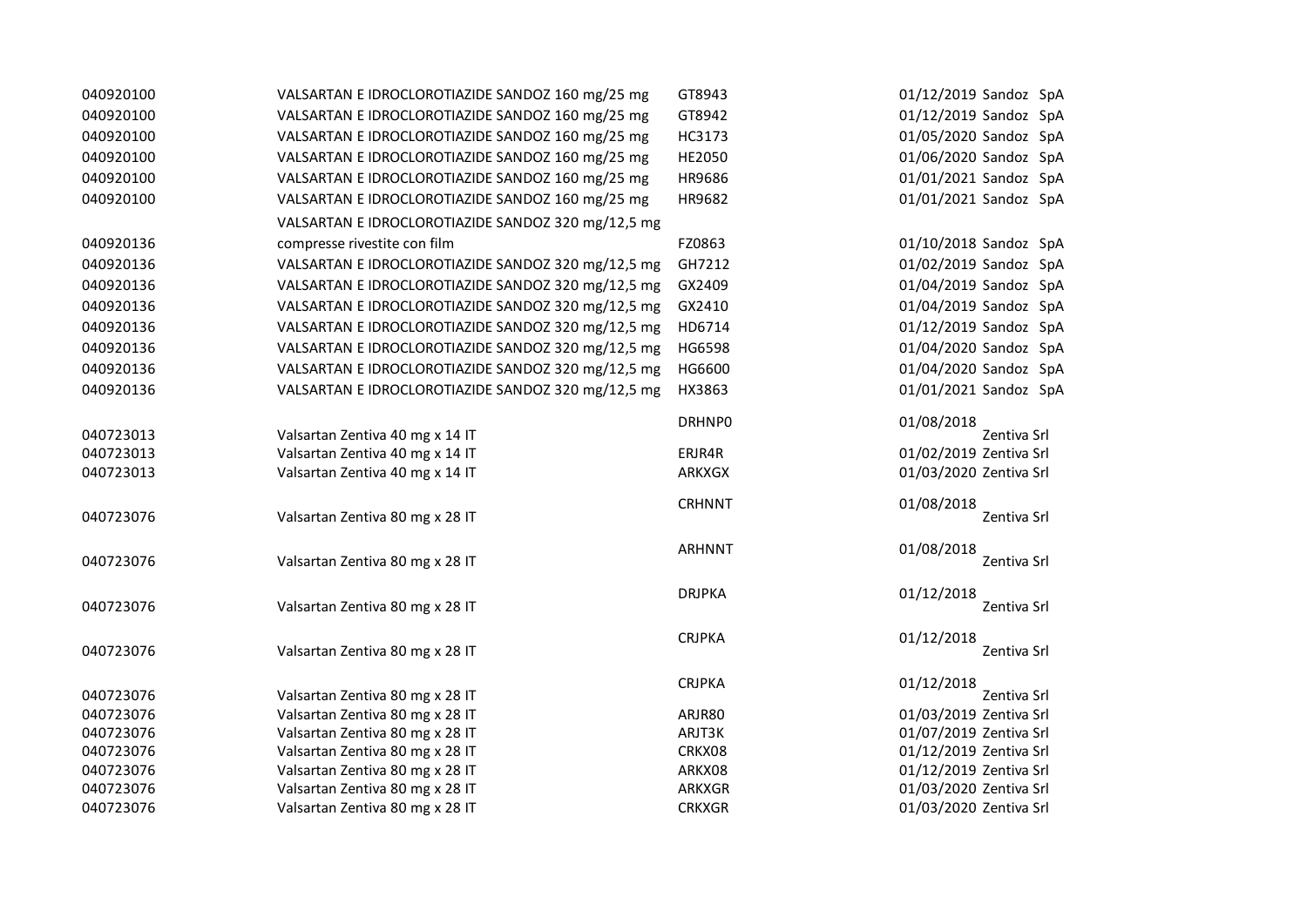| | | | | |
|---|---|---|---|---|
| 040920100 | VALSARTAN E IDROCLOROTIAZIDE SANDOZ 160 mg/25 mg | GT8943 | 01/12/2019 | Sandoz SpA |
| 040920100 | VALSARTAN E IDROCLOROTIAZIDE SANDOZ 160 mg/25 mg | GT8942 | 01/12/2019 | Sandoz SpA |
| 040920100 | VALSARTAN E IDROCLOROTIAZIDE SANDOZ 160 mg/25 mg | HC3173 | 01/05/2020 | Sandoz SpA |
| 040920100 | VALSARTAN E IDROCLOROTIAZIDE SANDOZ 160 mg/25 mg | HE2050 | 01/06/2020 | Sandoz SpA |
| 040920100 | VALSARTAN E IDROCLOROTIAZIDE SANDOZ 160 mg/25 mg | HR9686 | 01/01/2021 | Sandoz SpA |
| 040920100 | VALSARTAN E IDROCLOROTIAZIDE SANDOZ 160 mg/25 mg | HR9682 | 01/01/2021 | Sandoz SpA |
| 040920136 | VALSARTAN E IDROCLOROTIAZIDE SANDOZ 320 mg/12,5 mg compresse rivestite con film | FZ0863 | 01/10/2018 | Sandoz SpA |
| 040920136 | VALSARTAN E IDROCLOROTIAZIDE SANDOZ 320 mg/12,5 mg | GH7212 | 01/02/2019 | Sandoz SpA |
| 040920136 | VALSARTAN E IDROCLOROTIAZIDE SANDOZ 320 mg/12,5 mg | GX2409 | 01/04/2019 | Sandoz SpA |
| 040920136 | VALSARTAN E IDROCLOROTIAZIDE SANDOZ 320 mg/12,5 mg | GX2410 | 01/04/2019 | Sandoz SpA |
| 040920136 | VALSARTAN E IDROCLOROTIAZIDE SANDOZ 320 mg/12,5 mg | HD6714 | 01/12/2019 | Sandoz SpA |
| 040920136 | VALSARTAN E IDROCLOROTIAZIDE SANDOZ 320 mg/12,5 mg | HG6598 | 01/04/2020 | Sandoz SpA |
| 040920136 | VALSARTAN E IDROCLOROTIAZIDE SANDOZ 320 mg/12,5 mg | HG6600 | 01/04/2020 | Sandoz SpA |
| 040920136 | VALSARTAN E IDROCLOROTIAZIDE SANDOZ 320 mg/12,5 mg | HX3863 | 01/01/2021 | Sandoz SpA |
| 040723013 | Valsartan Zentiva 40 mg x 14 IT | DRHNP0 | 01/08/2018 | Zentiva Srl |
| 040723013 | Valsartan Zentiva 40 mg x 14 IT | ERJR4R | 01/02/2019 | Zentiva Srl |
| 040723013 | Valsartan Zentiva 40 mg x 14 IT | ARKXGX | 01/03/2020 | Zentiva Srl |
| 040723076 | Valsartan Zentiva 80 mg x 28 IT | CRHNNT | 01/08/2018 | Zentiva Srl |
| 040723076 | Valsartan Zentiva 80 mg x 28 IT | ARHNNT | 01/08/2018 | Zentiva Srl |
| 040723076 | Valsartan Zentiva 80 mg x 28 IT | DRJPKA | 01/12/2018 | Zentiva Srl |
| 040723076 | Valsartan Zentiva 80 mg x 28 IT | CRJPKA | 01/12/2018 | Zentiva Srl |
| 040723076 | Valsartan Zentiva 80 mg x 28 IT | CRJPKA | 01/12/2018 | Zentiva Srl |
| 040723076 | Valsartan Zentiva 80 mg x 28 IT | ARJR80 | 01/03/2019 | Zentiva Srl |
| 040723076 | Valsartan Zentiva 80 mg x 28 IT | ARJT3K | 01/07/2019 | Zentiva Srl |
| 040723076 | Valsartan Zentiva 80 mg x 28 IT | CRKX08 | 01/12/2019 | Zentiva Srl |
| 040723076 | Valsartan Zentiva 80 mg x 28 IT | ARKX08 | 01/12/2019 | Zentiva Srl |
| 040723076 | Valsartan Zentiva 80 mg x 28 IT | ARKXGR | 01/03/2020 | Zentiva Srl |
| 040723076 | Valsartan Zentiva 80 mg x 28 IT | CRKXGR | 01/03/2020 | Zentiva Srl |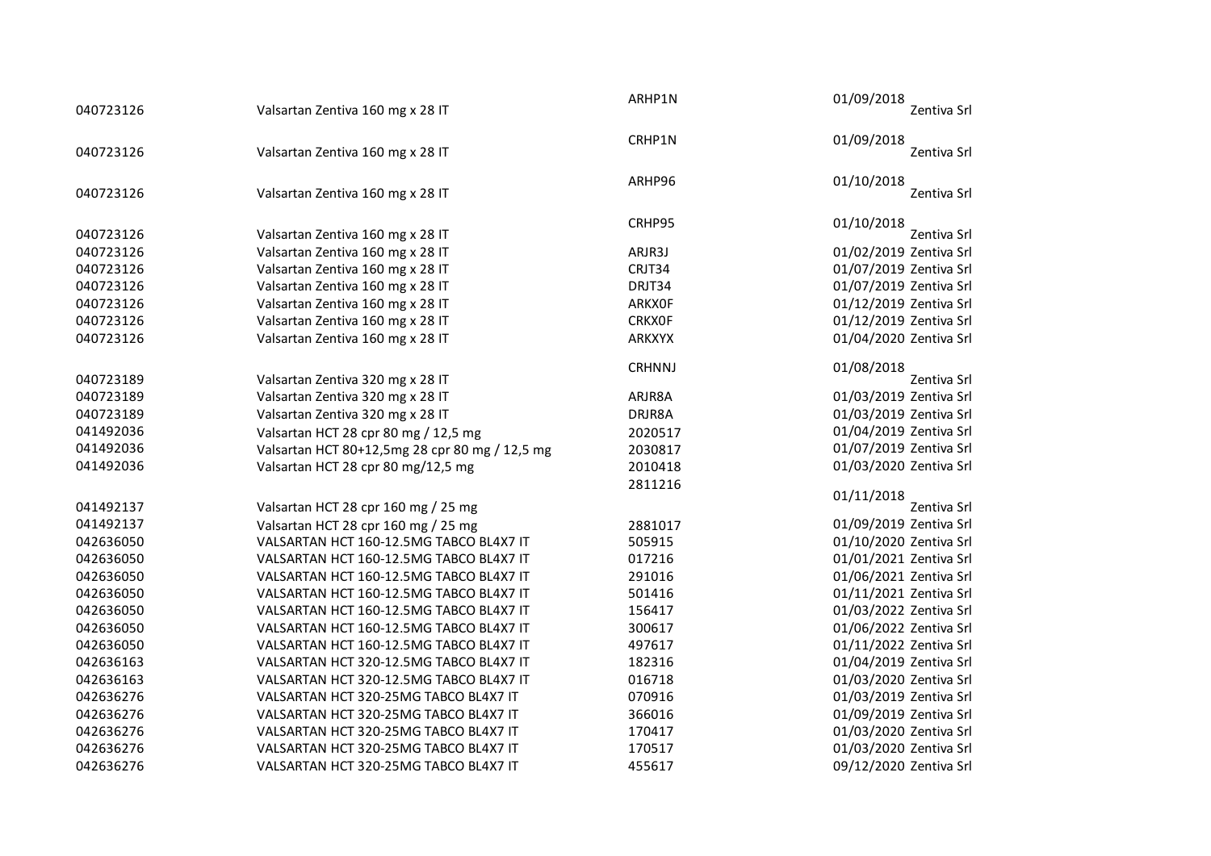| | | | | |
|---|---|---|---|---|
| 040723126 | Valsartan Zentiva 160 mg x 28 IT | ARHP1N | 01/09/2018 | Zentiva Srl |
| 040723126 | Valsartan Zentiva 160 mg x 28 IT | CRHP1N | 01/09/2018 | Zentiva Srl |
| 040723126 | Valsartan Zentiva 160 mg x 28 IT | ARHP96 | 01/10/2018 | Zentiva Srl |
| 040723126 | Valsartan Zentiva 160 mg x 28 IT | CRHP95 | 01/10/2018 | Zentiva Srl |
| 040723126 | Valsartan Zentiva 160 mg x 28 IT | ARJR3J | 01/02/2019 | Zentiva Srl |
| 040723126 | Valsartan Zentiva 160 mg x 28 IT | CRJT34 | 01/07/2019 | Zentiva Srl |
| 040723126 | Valsartan Zentiva 160 mg x 28 IT | DRJT34 | 01/07/2019 | Zentiva Srl |
| 040723126 | Valsartan Zentiva 160 mg x 28 IT | ARKX0F | 01/12/2019 | Zentiva Srl |
| 040723126 | Valsartan Zentiva 160 mg x 28 IT | CRKX0F | 01/12/2019 | Zentiva Srl |
| 040723126 | Valsartan Zentiva 160 mg x 28 IT | ARKXYX | 01/04/2020 | Zentiva Srl |
| 040723189 | Valsartan Zentiva 320 mg x 28 IT | CRHNNJ | 01/08/2018 | Zentiva Srl |
| 040723189 | Valsartan Zentiva 320 mg x 28 IT | ARJR8A | 01/03/2019 | Zentiva Srl |
| 040723189 | Valsartan Zentiva 320 mg x 28 IT | DRJR8A | 01/03/2019 | Zentiva Srl |
| 041492036 | Valsartan HCT 28 cpr 80 mg / 12,5 mg | 2020517 | 01/04/2019 | Zentiva Srl |
| 041492036 | Valsartan HCT 80+12,5mg 28 cpr 80 mg / 12,5 mg | 2030817 | 01/07/2019 | Zentiva Srl |
| 041492036 | Valsartan HCT 28 cpr 80 mg/12,5 mg | 2010418 | 01/03/2020 | Zentiva Srl |
| 041492137 | Valsartan HCT 28 cpr 160 mg / 25 mg | 2811216 | 01/11/2018 | Zentiva Srl |
| 041492137 | Valsartan HCT 28 cpr 160 mg / 25 mg | 2881017 | 01/09/2019 | Zentiva Srl |
| 042636050 | VALSARTAN HCT 160-12.5MG TABCO BL4X7 IT | 505915 | 01/10/2020 | Zentiva Srl |
| 042636050 | VALSARTAN HCT 160-12.5MG TABCO BL4X7 IT | 017216 | 01/01/2021 | Zentiva Srl |
| 042636050 | VALSARTAN HCT 160-12.5MG TABCO BL4X7 IT | 291016 | 01/06/2021 | Zentiva Srl |
| 042636050 | VALSARTAN HCT 160-12.5MG TABCO BL4X7 IT | 501416 | 01/11/2021 | Zentiva Srl |
| 042636050 | VALSARTAN HCT 160-12.5MG TABCO BL4X7 IT | 156417 | 01/03/2022 | Zentiva Srl |
| 042636050 | VALSARTAN HCT 160-12.5MG TABCO BL4X7 IT | 300617 | 01/06/2022 | Zentiva Srl |
| 042636050 | VALSARTAN HCT 160-12.5MG TABCO BL4X7 IT | 497617 | 01/11/2022 | Zentiva Srl |
| 042636163 | VALSARTAN HCT 320-12.5MG TABCO BL4X7 IT | 182316 | 01/04/2019 | Zentiva Srl |
| 042636163 | VALSARTAN HCT 320-12.5MG TABCO BL4X7 IT | 016718 | 01/03/2020 | Zentiva Srl |
| 042636276 | VALSARTAN HCT 320-25MG TABCO BL4X7 IT | 070916 | 01/03/2019 | Zentiva Srl |
| 042636276 | VALSARTAN HCT 320-25MG TABCO BL4X7 IT | 366016 | 01/09/2019 | Zentiva Srl |
| 042636276 | VALSARTAN HCT 320-25MG TABCO BL4X7 IT | 170417 | 01/03/2020 | Zentiva Srl |
| 042636276 | VALSARTAN HCT 320-25MG TABCO BL4X7 IT | 170517 | 01/03/2020 | Zentiva Srl |
| 042636276 | VALSARTAN HCT 320-25MG TABCO BL4X7 IT | 455617 | 09/12/2020 | Zentiva Srl |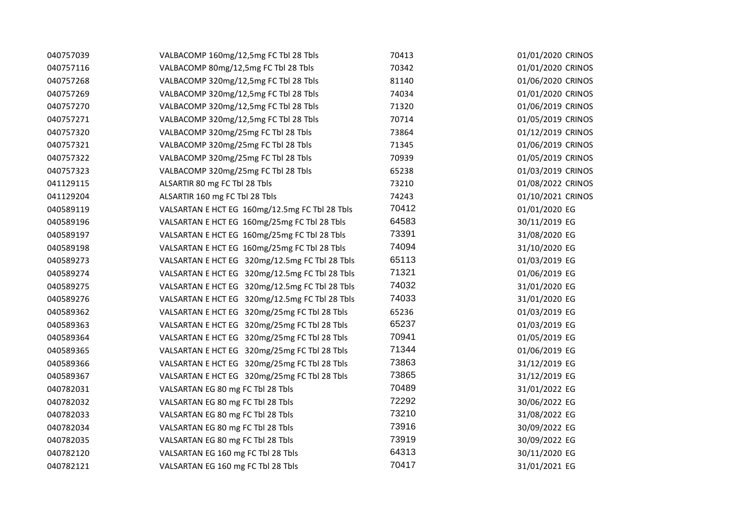| | | | | |
|---|---|---|---|---|
| 040757039 | VALBACOMP 160mg/12,5mg FC Tbl 28 Tbls | 70413 | 01/01/2020 | CRINOS |
| 040757116 | VALBACOMP 80mg/12,5mg FC Tbl 28 Tbls | 70342 | 01/01/2020 | CRINOS |
| 040757268 | VALBACOMP 320mg/12,5mg FC Tbl 28 Tbls | 81140 | 01/06/2020 | CRINOS |
| 040757269 | VALBACOMP 320mg/12,5mg FC Tbl 28 Tbls | 74034 | 01/01/2020 | CRINOS |
| 040757270 | VALBACOMP 320mg/12,5mg FC Tbl 28 Tbls | 71320 | 01/06/2019 | CRINOS |
| 040757271 | VALBACOMP 320mg/12,5mg FC Tbl 28 Tbls | 70714 | 01/05/2019 | CRINOS |
| 040757320 | VALBACOMP 320mg/25mg FC Tbl 28 Tbls | 73864 | 01/12/2019 | CRINOS |
| 040757321 | VALBACOMP 320mg/25mg FC Tbl 28 Tbls | 71345 | 01/06/2019 | CRINOS |
| 040757322 | VALBACOMP 320mg/25mg FC Tbl 28 Tbls | 70939 | 01/05/2019 | CRINOS |
| 040757323 | VALBACOMP 320mg/25mg FC Tbl 28 Tbls | 65238 | 01/03/2019 | CRINOS |
| 041129115 | ALSARTIR 80 mg FC Tbl 28 Tbls | 73210 | 01/08/2022 | CRINOS |
| 041129204 | ALSARTIR 160 mg FC Tbl 28 Tbls | 74243 | 01/10/2021 | CRINOS |
| 040589119 | VALSARTAN E HCT EG 160mg/12.5mg FC Tbl 28 Tbls | 70412 | 01/01/2020 | EG |
| 040589196 | VALSARTAN E HCT EG 160mg/25mg FC Tbl 28 Tbls | 64583 | 30/11/2019 | EG |
| 040589197 | VALSARTAN E HCT EG 160mg/25mg FC Tbl 28 Tbls | 73391 | 31/08/2020 | EG |
| 040589198 | VALSARTAN E HCT EG 160mg/25mg FC Tbl 28 Tbls | 74094 | 31/10/2020 | EG |
| 040589273 | VALSARTAN E HCT EG 320mg/12.5mg FC Tbl 28 Tbls | 65113 | 01/03/2019 | EG |
| 040589274 | VALSARTAN E HCT EG 320mg/12.5mg FC Tbl 28 Tbls | 71321 | 01/06/2019 | EG |
| 040589275 | VALSARTAN E HCT EG 320mg/12.5mg FC Tbl 28 Tbls | 74032 | 31/01/2020 | EG |
| 040589276 | VALSARTAN E HCT EG 320mg/12.5mg FC Tbl 28 Tbls | 74033 | 31/01/2020 | EG |
| 040589362 | VALSARTAN E HCT EG 320mg/25mg FC Tbl 28 Tbls | 65236 | 01/03/2019 | EG |
| 040589363 | VALSARTAN E HCT EG 320mg/25mg FC Tbl 28 Tbls | 65237 | 01/03/2019 | EG |
| 040589364 | VALSARTAN E HCT EG 320mg/25mg FC Tbl 28 Tbls | 70941 | 01/05/2019 | EG |
| 040589365 | VALSARTAN E HCT EG 320mg/25mg FC Tbl 28 Tbls | 71344 | 01/06/2019 | EG |
| 040589366 | VALSARTAN E HCT EG 320mg/25mg FC Tbl 28 Tbls | 73863 | 31/12/2019 | EG |
| 040589367 | VALSARTAN E HCT EG 320mg/25mg FC Tbl 28 Tbls | 73865 | 31/12/2019 | EG |
| 040782031 | VALSARTAN EG 80 mg FC Tbl 28 Tbls | 70489 | 31/01/2022 | EG |
| 040782032 | VALSARTAN EG 80 mg FC Tbl 28 Tbls | 72292 | 30/06/2022 | EG |
| 040782033 | VALSARTAN EG 80 mg FC Tbl 28 Tbls | 73210 | 31/08/2022 | EG |
| 040782034 | VALSARTAN EG 80 mg FC Tbl 28 Tbls | 73916 | 30/09/2022 | EG |
| 040782035 | VALSARTAN EG 80 mg FC Tbl 28 Tbls | 73919 | 30/09/2022 | EG |
| 040782120 | VALSARTAN EG 160 mg FC Tbl 28 Tbls | 64313 | 30/11/2020 | EG |
| 040782121 | VALSARTAN EG 160 mg FC Tbl 28 Tbls | 70417 | 31/01/2021 | EG |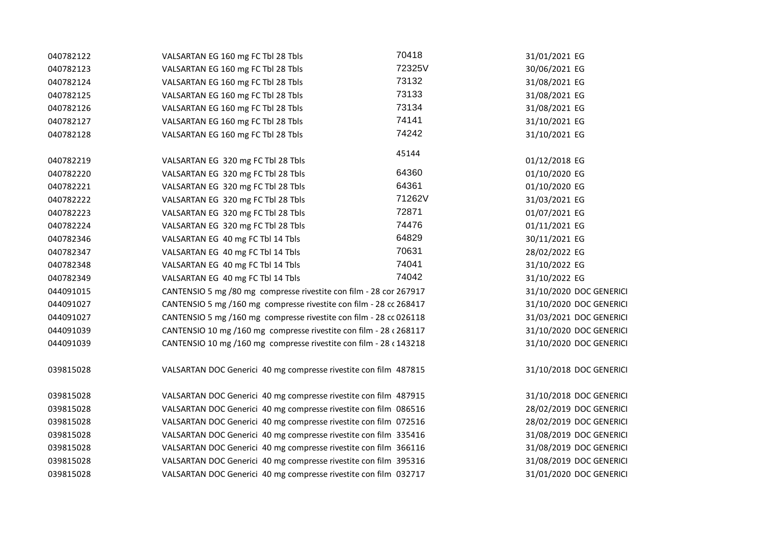| | | | | |
|---|---|---|---|---|
| 040782122 | VALSARTAN EG 160 mg FC Tbl 28 Tbls | 70418 | 31/01/2021 | EG |
| 040782123 | VALSARTAN EG 160 mg FC Tbl 28 Tbls | 72325V | 30/06/2021 | EG |
| 040782124 | VALSARTAN EG 160 mg FC Tbl 28 Tbls | 73132 | 31/08/2021 | EG |
| 040782125 | VALSARTAN EG 160 mg FC Tbl 28 Tbls | 73133 | 31/08/2021 | EG |
| 040782126 | VALSARTAN EG 160 mg FC Tbl 28 Tbls | 73134 | 31/08/2021 | EG |
| 040782127 | VALSARTAN EG 160 mg FC Tbl 28 Tbls | 74141 | 31/10/2021 | EG |
| 040782128 | VALSARTAN EG 160 mg FC Tbl 28 Tbls | 74242 | 31/10/2021 | EG |
| 040782219 | VALSARTAN EG 320 mg FC Tbl 28 Tbls | 45144 | 01/12/2018 | EG |
| 040782220 | VALSARTAN EG 320 mg FC Tbl 28 Tbls | 64360 | 01/10/2020 | EG |
| 040782221 | VALSARTAN EG 320 mg FC Tbl 28 Tbls | 64361 | 01/10/2020 | EG |
| 040782222 | VALSARTAN EG 320 mg FC Tbl 28 Tbls | 71262V | 31/03/2021 | EG |
| 040782223 | VALSARTAN EG 320 mg FC Tbl 28 Tbls | 72871 | 01/07/2021 | EG |
| 040782224 | VALSARTAN EG 320 mg FC Tbl 28 Tbls | 74476 | 01/11/2021 | EG |
| 040782346 | VALSARTAN EG 40 mg FC Tbl 14 Tbls | 64829 | 30/11/2021 | EG |
| 040782347 | VALSARTAN EG 40 mg FC Tbl 14 Tbls | 70631 | 28/02/2022 | EG |
| 040782348 | VALSARTAN EG 40 mg FC Tbl 14 Tbls | 74041 | 31/10/2022 | EG |
| 040782349 | VALSARTAN EG 40 mg FC Tbl 14 Tbls | 74042 | 31/10/2022 | EG |
| 044091015 | CANTENSIO 5 mg /80 mg compresse rivestite con film - 28 cor | 267917 | 31/10/2020 | DOC GENERICI |
| 044091027 | CANTENSIO 5 mg /160 mg compresse rivestite con film - 28 cc | 268417 | 31/10/2020 | DOC GENERICI |
| 044091027 | CANTENSIO 5 mg /160 mg compresse rivestite con film - 28 cc | 026118 | 31/03/2021 | DOC GENERICI |
| 044091039 | CANTENSIO 10 mg /160 mg compresse rivestite con film - 28 c | 268117 | 31/10/2020 | DOC GENERICI |
| 044091039 | CANTENSIO 10 mg /160 mg compresse rivestite con film - 28 c | 143218 | 31/10/2020 | DOC GENERICI |
| 039815028 | VALSARTAN DOC Generici 40 mg compresse rivestite con film | 487815 | 31/10/2018 | DOC GENERICI |
| 039815028 | VALSARTAN DOC Generici 40 mg compresse rivestite con film | 487915 | 31/10/2018 | DOC GENERICI |
| 039815028 | VALSARTAN DOC Generici 40 mg compresse rivestite con film | 086516 | 28/02/2019 | DOC GENERICI |
| 039815028 | VALSARTAN DOC Generici 40 mg compresse rivestite con film | 072516 | 28/02/2019 | DOC GENERICI |
| 039815028 | VALSARTAN DOC Generici 40 mg compresse rivestite con film | 335416 | 31/08/2019 | DOC GENERICI |
| 039815028 | VALSARTAN DOC Generici 40 mg compresse rivestite con film | 366116 | 31/08/2019 | DOC GENERICI |
| 039815028 | VALSARTAN DOC Generici 40 mg compresse rivestite con film | 395316 | 31/08/2019 | DOC GENERICI |
| 039815028 | VALSARTAN DOC Generici 40 mg compresse rivestite con film | 032717 | 31/01/2020 | DOC GENERICI |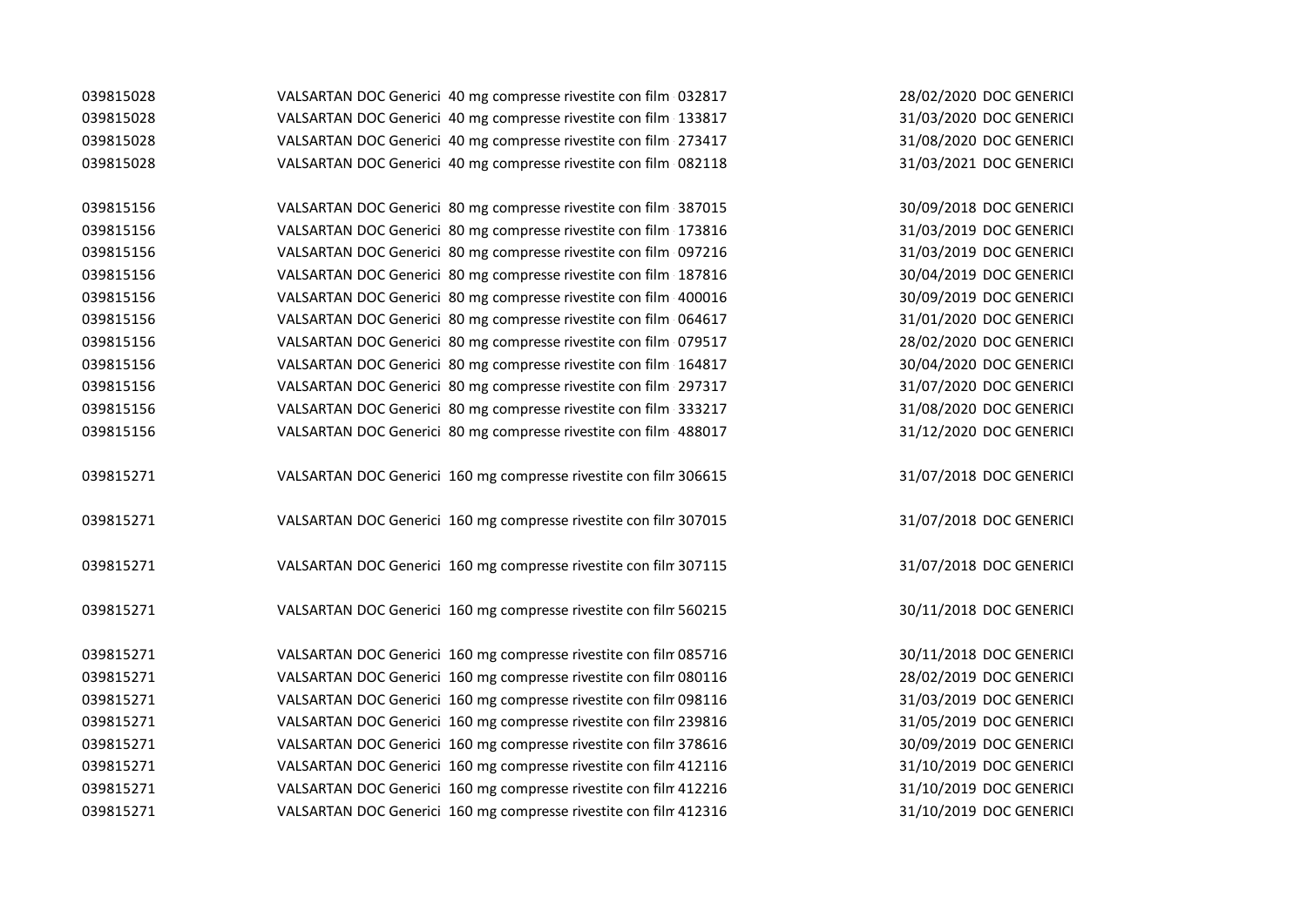| | | | | |
|---|---|---|---|---|
| 039815028 | VALSARTAN DOC Generici 40 mg compresse rivestite con film | 032817 | 28/02/2020 | DOC GENERICI |
| 039815028 | VALSARTAN DOC Generici 40 mg compresse rivestite con film | 133817 | 31/03/2020 | DOC GENERICI |
| 039815028 | VALSARTAN DOC Generici 40 mg compresse rivestite con film | 273417 | 31/08/2020 | DOC GENERICI |
| 039815028 | VALSARTAN DOC Generici 40 mg compresse rivestite con film | 082118 | 31/03/2021 | DOC GENERICI |
| 039815156 | VALSARTAN DOC Generici 80 mg compresse rivestite con film | 387015 | 30/09/2018 | DOC GENERICI |
| 039815156 | VALSARTAN DOC Generici 80 mg compresse rivestite con film | 173816 | 31/03/2019 | DOC GENERICI |
| 039815156 | VALSARTAN DOC Generici 80 mg compresse rivestite con film | 097216 | 31/03/2019 | DOC GENERICI |
| 039815156 | VALSARTAN DOC Generici 80 mg compresse rivestite con film | 187816 | 30/04/2019 | DOC GENERICI |
| 039815156 | VALSARTAN DOC Generici 80 mg compresse rivestite con film | 400016 | 30/09/2019 | DOC GENERICI |
| 039815156 | VALSARTAN DOC Generici 80 mg compresse rivestite con film | 064617 | 31/01/2020 | DOC GENERICI |
| 039815156 | VALSARTAN DOC Generici 80 mg compresse rivestite con film | 079517 | 28/02/2020 | DOC GENERICI |
| 039815156 | VALSARTAN DOC Generici 80 mg compresse rivestite con film | 164817 | 30/04/2020 | DOC GENERICI |
| 039815156 | VALSARTAN DOC Generici 80 mg compresse rivestite con film | 297317 | 31/07/2020 | DOC GENERICI |
| 039815156 | VALSARTAN DOC Generici 80 mg compresse rivestite con film | 333217 | 31/08/2020 | DOC GENERICI |
| 039815156 | VALSARTAN DOC Generici 80 mg compresse rivestite con film | 488017 | 31/12/2020 | DOC GENERICI |
| 039815271 | VALSARTAN DOC Generici 160 mg compresse rivestite con film | 306615 | 31/07/2018 | DOC GENERICI |
| 039815271 | VALSARTAN DOC Generici 160 mg compresse rivestite con film | 307015 | 31/07/2018 | DOC GENERICI |
| 039815271 | VALSARTAN DOC Generici 160 mg compresse rivestite con film | 307115 | 31/07/2018 | DOC GENERICI |
| 039815271 | VALSARTAN DOC Generici 160 mg compresse rivestite con film | 560215 | 30/11/2018 | DOC GENERICI |
| 039815271 | VALSARTAN DOC Generici 160 mg compresse rivestite con film | 085716 | 30/11/2018 | DOC GENERICI |
| 039815271 | VALSARTAN DOC Generici 160 mg compresse rivestite con film | 080116 | 28/02/2019 | DOC GENERICI |
| 039815271 | VALSARTAN DOC Generici 160 mg compresse rivestite con film | 098116 | 31/03/2019 | DOC GENERICI |
| 039815271 | VALSARTAN DOC Generici 160 mg compresse rivestite con film | 239816 | 31/05/2019 | DOC GENERICI |
| 039815271 | VALSARTAN DOC Generici 160 mg compresse rivestite con film | 378616 | 30/09/2019 | DOC GENERICI |
| 039815271 | VALSARTAN DOC Generici 160 mg compresse rivestite con film | 412116 | 31/10/2019 | DOC GENERICI |
| 039815271 | VALSARTAN DOC Generici 160 mg compresse rivestite con film | 412216 | 31/10/2019 | DOC GENERICI |
| 039815271 | VALSARTAN DOC Generici 160 mg compresse rivestite con film | 412316 | 31/10/2019 | DOC GENERICI |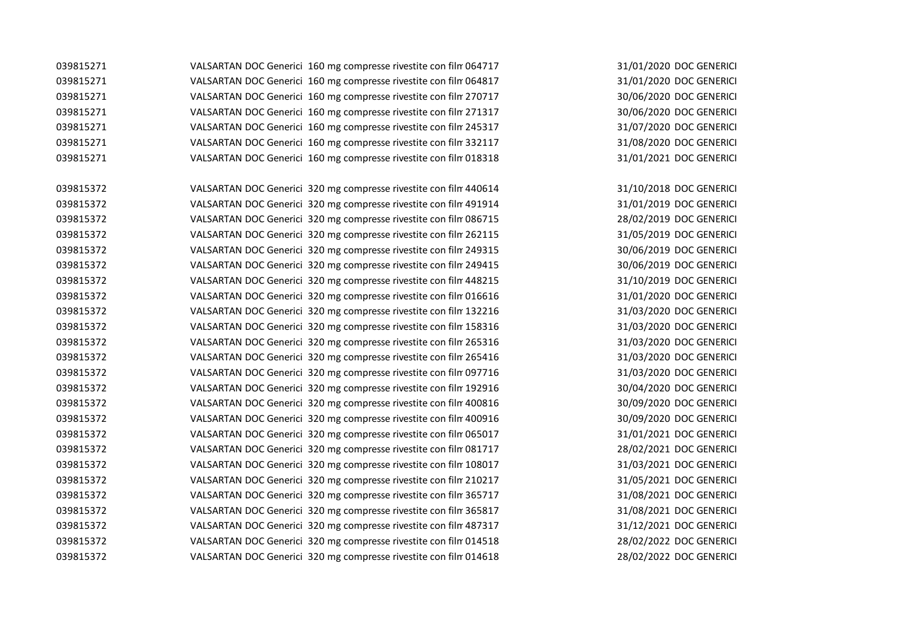| | | | | |
|---|---|---|---|---|
| 039815271 | VALSARTAN DOC Generici 160 mg compresse rivestite con film | 064717 | 31/01/2020 | DOC GENERICI |
| 039815271 | VALSARTAN DOC Generici 160 mg compresse rivestite con film | 064817 | 31/01/2020 | DOC GENERICI |
| 039815271 | VALSARTAN DOC Generici 160 mg compresse rivestite con film | 270717 | 30/06/2020 | DOC GENERICI |
| 039815271 | VALSARTAN DOC Generici 160 mg compresse rivestite con film | 271317 | 30/06/2020 | DOC GENERICI |
| 039815271 | VALSARTAN DOC Generici 160 mg compresse rivestite con film | 245317 | 31/07/2020 | DOC GENERICI |
| 039815271 | VALSARTAN DOC Generici 160 mg compresse rivestite con film | 332117 | 31/08/2020 | DOC GENERICI |
| 039815271 | VALSARTAN DOC Generici 160 mg compresse rivestite con film | 018318 | 31/01/2021 | DOC GENERICI |
| | | | | |
| 039815372 | VALSARTAN DOC Generici 320 mg compresse rivestite con film | 440614 | 31/10/2018 | DOC GENERICI |
| 039815372 | VALSARTAN DOC Generici 320 mg compresse rivestite con film | 491914 | 31/01/2019 | DOC GENERICI |
| 039815372 | VALSARTAN DOC Generici 320 mg compresse rivestite con film | 086715 | 28/02/2019 | DOC GENERICI |
| 039815372 | VALSARTAN DOC Generici 320 mg compresse rivestite con film | 262115 | 31/05/2019 | DOC GENERICI |
| 039815372 | VALSARTAN DOC Generici 320 mg compresse rivestite con film | 249315 | 30/06/2019 | DOC GENERICI |
| 039815372 | VALSARTAN DOC Generici 320 mg compresse rivestite con film | 249415 | 30/06/2019 | DOC GENERICI |
| 039815372 | VALSARTAN DOC Generici 320 mg compresse rivestite con film | 448215 | 31/10/2019 | DOC GENERICI |
| 039815372 | VALSARTAN DOC Generici 320 mg compresse rivestite con film | 016616 | 31/01/2020 | DOC GENERICI |
| 039815372 | VALSARTAN DOC Generici 320 mg compresse rivestite con film | 132216 | 31/03/2020 | DOC GENERICI |
| 039815372 | VALSARTAN DOC Generici 320 mg compresse rivestite con film | 158316 | 31/03/2020 | DOC GENERICI |
| 039815372 | VALSARTAN DOC Generici 320 mg compresse rivestite con film | 265316 | 31/03/2020 | DOC GENERICI |
| 039815372 | VALSARTAN DOC Generici 320 mg compresse rivestite con film | 265416 | 31/03/2020 | DOC GENERICI |
| 039815372 | VALSARTAN DOC Generici 320 mg compresse rivestite con film | 097716 | 31/03/2020 | DOC GENERICI |
| 039815372 | VALSARTAN DOC Generici 320 mg compresse rivestite con film | 192916 | 30/04/2020 | DOC GENERICI |
| 039815372 | VALSARTAN DOC Generici 320 mg compresse rivestite con film | 400816 | 30/09/2020 | DOC GENERICI |
| 039815372 | VALSARTAN DOC Generici 320 mg compresse rivestite con film | 400916 | 30/09/2020 | DOC GENERICI |
| 039815372 | VALSARTAN DOC Generici 320 mg compresse rivestite con film | 065017 | 31/01/2021 | DOC GENERICI |
| 039815372 | VALSARTAN DOC Generici 320 mg compresse rivestite con film | 081717 | 28/02/2021 | DOC GENERICI |
| 039815372 | VALSARTAN DOC Generici 320 mg compresse rivestite con film | 108017 | 31/03/2021 | DOC GENERICI |
| 039815372 | VALSARTAN DOC Generici 320 mg compresse rivestite con film | 210217 | 31/05/2021 | DOC GENERICI |
| 039815372 | VALSARTAN DOC Generici 320 mg compresse rivestite con film | 365717 | 31/08/2021 | DOC GENERICI |
| 039815372 | VALSARTAN DOC Generici 320 mg compresse rivestite con film | 365817 | 31/08/2021 | DOC GENERICI |
| 039815372 | VALSARTAN DOC Generici 320 mg compresse rivestite con film | 487317 | 31/12/2021 | DOC GENERICI |
| 039815372 | VALSARTAN DOC Generici 320 mg compresse rivestite con film | 014518 | 28/02/2022 | DOC GENERICI |
| 039815372 | VALSARTAN DOC Generici 320 mg compresse rivestite con film | 014618 | 28/02/2022 | DOC GENERICI |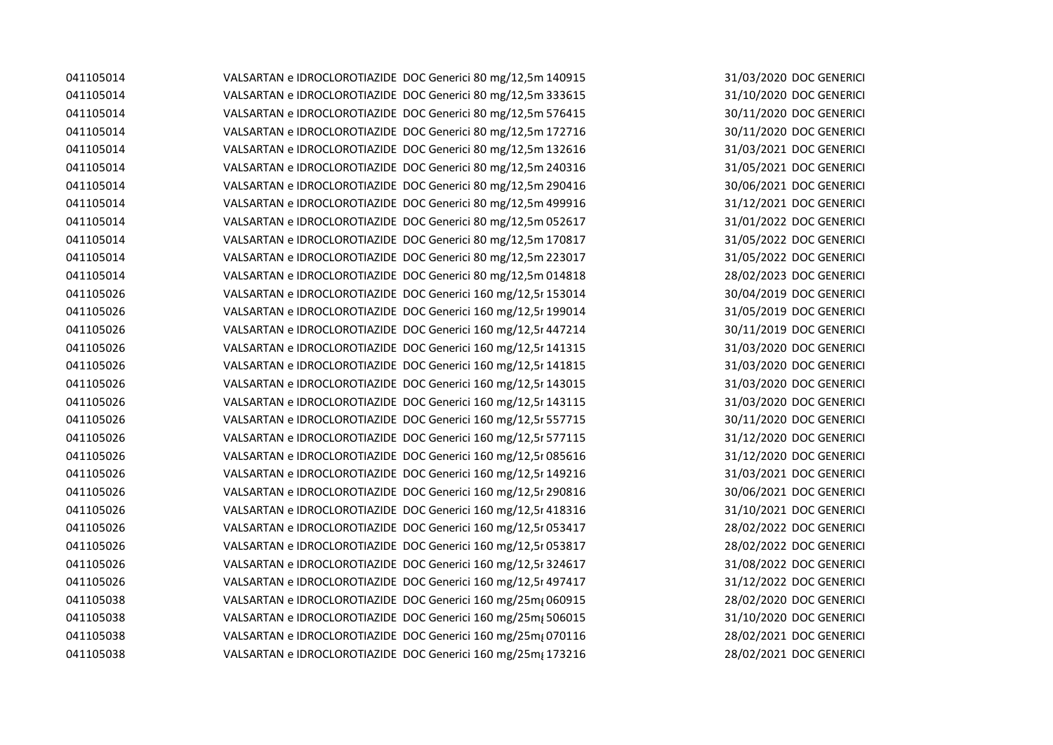| | | | | |
|---|---|---|---|---|
| 041105014 | VALSARTAN e IDROCLOROTIAZIDE DOC Generici 80 mg/12,5m | 140915 | 31/03/2020 | DOC GENERICI |
| 041105014 | VALSARTAN e IDROCLOROTIAZIDE DOC Generici 80 mg/12,5m | 333615 | 31/10/2020 | DOC GENERICI |
| 041105014 | VALSARTAN e IDROCLOROTIAZIDE DOC Generici 80 mg/12,5m | 576415 | 30/11/2020 | DOC GENERICI |
| 041105014 | VALSARTAN e IDROCLOROTIAZIDE DOC Generici 80 mg/12,5m | 172716 | 30/11/2020 | DOC GENERICI |
| 041105014 | VALSARTAN e IDROCLOROTIAZIDE DOC Generici 80 mg/12,5m | 132616 | 31/03/2021 | DOC GENERICI |
| 041105014 | VALSARTAN e IDROCLOROTIAZIDE DOC Generici 80 mg/12,5m | 240316 | 31/05/2021 | DOC GENERICI |
| 041105014 | VALSARTAN e IDROCLOROTIAZIDE DOC Generici 80 mg/12,5m | 290416 | 30/06/2021 | DOC GENERICI |
| 041105014 | VALSARTAN e IDROCLOROTIAZIDE DOC Generici 80 mg/12,5m | 499916 | 31/12/2021 | DOC GENERICI |
| 041105014 | VALSARTAN e IDROCLOROTIAZIDE DOC Generici 80 mg/12,5m | 052617 | 31/01/2022 | DOC GENERICI |
| 041105014 | VALSARTAN e IDROCLOROTIAZIDE DOC Generici 80 mg/12,5m | 170817 | 31/05/2022 | DOC GENERICI |
| 041105014 | VALSARTAN e IDROCLOROTIAZIDE DOC Generici 80 mg/12,5m | 223017 | 31/05/2022 | DOC GENERICI |
| 041105014 | VALSARTAN e IDROCLOROTIAZIDE DOC Generici 80 mg/12,5m | 014818 | 28/02/2023 | DOC GENERICI |
| 041105026 | VALSARTAN e IDROCLOROTIAZIDE DOC Generici 160 mg/12,5r | 153014 | 30/04/2019 | DOC GENERICI |
| 041105026 | VALSARTAN e IDROCLOROTIAZIDE DOC Generici 160 mg/12,5r | 199014 | 31/05/2019 | DOC GENERICI |
| 041105026 | VALSARTAN e IDROCLOROTIAZIDE DOC Generici 160 mg/12,5r | 447214 | 30/11/2019 | DOC GENERICI |
| 041105026 | VALSARTAN e IDROCLOROTIAZIDE DOC Generici 160 mg/12,5r | 141315 | 31/03/2020 | DOC GENERICI |
| 041105026 | VALSARTAN e IDROCLOROTIAZIDE DOC Generici 160 mg/12,5r | 141815 | 31/03/2020 | DOC GENERICI |
| 041105026 | VALSARTAN e IDROCLOROTIAZIDE DOC Generici 160 mg/12,5r | 143015 | 31/03/2020 | DOC GENERICI |
| 041105026 | VALSARTAN e IDROCLOROTIAZIDE DOC Generici 160 mg/12,5r | 143115 | 31/03/2020 | DOC GENERICI |
| 041105026 | VALSARTAN e IDROCLOROTIAZIDE DOC Generici 160 mg/12,5r | 557715 | 30/11/2020 | DOC GENERICI |
| 041105026 | VALSARTAN e IDROCLOROTIAZIDE DOC Generici 160 mg/12,5r | 577115 | 31/12/2020 | DOC GENERICI |
| 041105026 | VALSARTAN e IDROCLOROTIAZIDE DOC Generici 160 mg/12,5r | 085616 | 31/12/2020 | DOC GENERICI |
| 041105026 | VALSARTAN e IDROCLOROTIAZIDE DOC Generici 160 mg/12,5r | 149216 | 31/03/2021 | DOC GENERICI |
| 041105026 | VALSARTAN e IDROCLOROTIAZIDE DOC Generici 160 mg/12,5r | 290816 | 30/06/2021 | DOC GENERICI |
| 041105026 | VALSARTAN e IDROCLOROTIAZIDE DOC Generici 160 mg/12,5r | 418316 | 31/10/2021 | DOC GENERICI |
| 041105026 | VALSARTAN e IDROCLOROTIAZIDE DOC Generici 160 mg/12,5r | 053417 | 28/02/2022 | DOC GENERICI |
| 041105026 | VALSARTAN e IDROCLOROTIAZIDE DOC Generici 160 mg/12,5r | 053817 | 28/02/2022 | DOC GENERICI |
| 041105026 | VALSARTAN e IDROCLOROTIAZIDE DOC Generici 160 mg/12,5r | 324617 | 31/08/2022 | DOC GENERICI |
| 041105026 | VALSARTAN e IDROCLOROTIAZIDE DOC Generici 160 mg/12,5r | 497417 | 31/12/2022 | DOC GENERICI |
| 041105038 | VALSARTAN e IDROCLOROTIAZIDE DOC Generici 160 mg/25mg | 060915 | 28/02/2020 | DOC GENERICI |
| 041105038 | VALSARTAN e IDROCLOROTIAZIDE DOC Generici 160 mg/25mg | 506015 | 31/10/2020 | DOC GENERICI |
| 041105038 | VALSARTAN e IDROCLOROTIAZIDE DOC Generici 160 mg/25mg | 070116 | 28/02/2021 | DOC GENERICI |
| 041105038 | VALSARTAN e IDROCLOROTIAZIDE DOC Generici 160 mg/25mg | 173216 | 28/02/2021 | DOC GENERICI |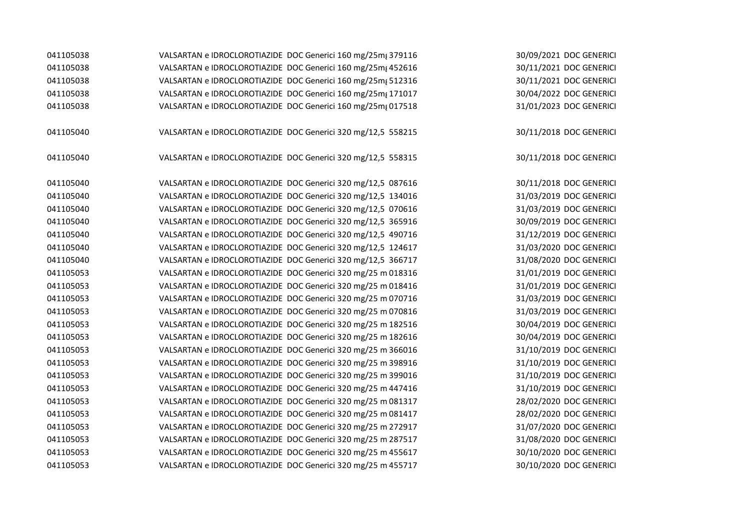| | | | | |
|---|---|---|---|---|
| 041105038 | VALSARTAN e IDROCLOROTIAZIDE DOC Generici 160 mg/25mg | 379116 | 30/09/2021 | DOC GENERICI |
| 041105038 | VALSARTAN e IDROCLOROTIAZIDE DOC Generici 160 mg/25mg | 452616 | 30/11/2021 | DOC GENERICI |
| 041105038 | VALSARTAN e IDROCLOROTIAZIDE DOC Generici 160 mg/25mg | 512316 | 30/11/2021 | DOC GENERICI |
| 041105038 | VALSARTAN e IDROCLOROTIAZIDE DOC Generici 160 mg/25mg | 171017 | 30/04/2022 | DOC GENERICI |
| 041105038 | VALSARTAN e IDROCLOROTIAZIDE DOC Generici 160 mg/25mg | 017518 | 31/01/2023 | DOC GENERICI |
| 041105040 | VALSARTAN e IDROCLOROTIAZIDE DOC Generici 320 mg/12,5 | 558215 | 30/11/2018 | DOC GENERICI |
| 041105040 | VALSARTAN e IDROCLOROTIAZIDE DOC Generici 320 mg/12,5 | 558315 | 30/11/2018 | DOC GENERICI |
| 041105040 | VALSARTAN e IDROCLOROTIAZIDE DOC Generici 320 mg/12,5 | 087616 | 30/11/2018 | DOC GENERICI |
| 041105040 | VALSARTAN e IDROCLOROTIAZIDE DOC Generici 320 mg/12,5 | 134016 | 31/03/2019 | DOC GENERICI |
| 041105040 | VALSARTAN e IDROCLOROTIAZIDE DOC Generici 320 mg/12,5 | 070616 | 31/03/2019 | DOC GENERICI |
| 041105040 | VALSARTAN e IDROCLOROTIAZIDE DOC Generici 320 mg/12,5 | 365916 | 30/09/2019 | DOC GENERICI |
| 041105040 | VALSARTAN e IDROCLOROTIAZIDE DOC Generici 320 mg/12,5 | 490716 | 31/12/2019 | DOC GENERICI |
| 041105040 | VALSARTAN e IDROCLOROTIAZIDE DOC Generici 320 mg/12,5 | 124617 | 31/03/2020 | DOC GENERICI |
| 041105040 | VALSARTAN e IDROCLOROTIAZIDE DOC Generici 320 mg/12,5 | 366717 | 31/08/2020 | DOC GENERICI |
| 041105053 | VALSARTAN e IDROCLOROTIAZIDE DOC Generici 320 mg/25 m | 018316 | 31/01/2019 | DOC GENERICI |
| 041105053 | VALSARTAN e IDROCLOROTIAZIDE DOC Generici 320 mg/25 m | 018416 | 31/01/2019 | DOC GENERICI |
| 041105053 | VALSARTAN e IDROCLOROTIAZIDE DOC Generici 320 mg/25 m | 070716 | 31/03/2019 | DOC GENERICI |
| 041105053 | VALSARTAN e IDROCLOROTIAZIDE DOC Generici 320 mg/25 m | 070816 | 31/03/2019 | DOC GENERICI |
| 041105053 | VALSARTAN e IDROCLOROTIAZIDE DOC Generici 320 mg/25 m | 182516 | 30/04/2019 | DOC GENERICI |
| 041105053 | VALSARTAN e IDROCLOROTIAZIDE DOC Generici 320 mg/25 m | 182616 | 30/04/2019 | DOC GENERICI |
| 041105053 | VALSARTAN e IDROCLOROTIAZIDE DOC Generici 320 mg/25 m | 366016 | 31/10/2019 | DOC GENERICI |
| 041105053 | VALSARTAN e IDROCLOROTIAZIDE DOC Generici 320 mg/25 m | 398916 | 31/10/2019 | DOC GENERICI |
| 041105053 | VALSARTAN e IDROCLOROTIAZIDE DOC Generici 320 mg/25 m | 399016 | 31/10/2019 | DOC GENERICI |
| 041105053 | VALSARTAN e IDROCLOROTIAZIDE DOC Generici 320 mg/25 m | 447416 | 31/10/2019 | DOC GENERICI |
| 041105053 | VALSARTAN e IDROCLOROTIAZIDE DOC Generici 320 mg/25 m | 081317 | 28/02/2020 | DOC GENERICI |
| 041105053 | VALSARTAN e IDROCLOROTIAZIDE DOC Generici 320 mg/25 m | 081417 | 28/02/2020 | DOC GENERICI |
| 041105053 | VALSARTAN e IDROCLOROTIAZIDE DOC Generici 320 mg/25 m | 272917 | 31/07/2020 | DOC GENERICI |
| 041105053 | VALSARTAN e IDROCLOROTIAZIDE DOC Generici 320 mg/25 m | 287517 | 31/08/2020 | DOC GENERICI |
| 041105053 | VALSARTAN e IDROCLOROTIAZIDE DOC Generici 320 mg/25 m | 455617 | 30/10/2020 | DOC GENERICI |
| 041105053 | VALSARTAN e IDROCLOROTIAZIDE DOC Generici 320 mg/25 m | 455717 | 30/10/2020 | DOC GENERICI |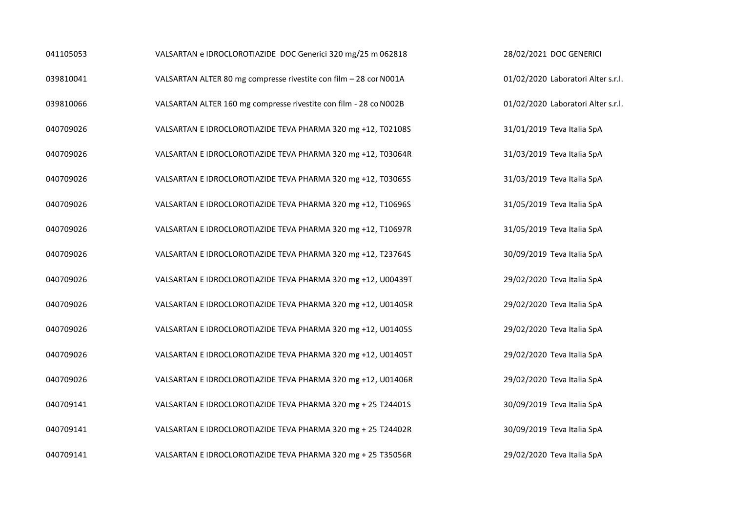| | | | |
|---|---|---|---|
| 041105053 | VALSARTAN e IDROCLOROTIAZIDE DOC Generici 320 mg/25 m 062818 | 28/02/2021 | DOC GENERICI |
| 039810041 | VALSARTAN ALTER 80 mg compresse rivestite con film – 28 cor N001A | 01/02/2020 | Laboratori Alter s.r.l. |
| 039810066 | VALSARTAN ALTER 160 mg compresse rivestite con film - 28 co N002B | 01/02/2020 | Laboratori Alter s.r.l. |
| 040709026 | VALSARTAN E IDROCLOROTIAZIDE TEVA PHARMA 320 mg +12, T02108S | 31/01/2019 | Teva Italia SpA |
| 040709026 | VALSARTAN E IDROCLOROTIAZIDE TEVA PHARMA 320 mg +12, T03064R | 31/03/2019 | Teva Italia SpA |
| 040709026 | VALSARTAN E IDROCLOROTIAZIDE TEVA PHARMA 320 mg +12, T03065S | 31/03/2019 | Teva Italia SpA |
| 040709026 | VALSARTAN E IDROCLOROTIAZIDE TEVA PHARMA 320 mg +12, T10696S | 31/05/2019 | Teva Italia SpA |
| 040709026 | VALSARTAN E IDROCLOROTIAZIDE TEVA PHARMA 320 mg +12, T10697R | 31/05/2019 | Teva Italia SpA |
| 040709026 | VALSARTAN E IDROCLOROTIAZIDE TEVA PHARMA 320 mg +12, T23764S | 30/09/2019 | Teva Italia SpA |
| 040709026 | VALSARTAN E IDROCLOROTIAZIDE TEVA PHARMA 320 mg +12, U00439T | 29/02/2020 | Teva Italia SpA |
| 040709026 | VALSARTAN E IDROCLOROTIAZIDE TEVA PHARMA 320 mg +12, U01405R | 29/02/2020 | Teva Italia SpA |
| 040709026 | VALSARTAN E IDROCLOROTIAZIDE TEVA PHARMA 320 mg +12, U01405S | 29/02/2020 | Teva Italia SpA |
| 040709026 | VALSARTAN E IDROCLOROTIAZIDE TEVA PHARMA 320 mg +12, U01405T | 29/02/2020 | Teva Italia SpA |
| 040709026 | VALSARTAN E IDROCLOROTIAZIDE TEVA PHARMA 320 mg +12, U01406R | 29/02/2020 | Teva Italia SpA |
| 040709141 | VALSARTAN E IDROCLOROTIAZIDE TEVA PHARMA 320 mg + 25 T24401S | 30/09/2019 | Teva Italia SpA |
| 040709141 | VALSARTAN E IDROCLOROTIAZIDE TEVA PHARMA 320 mg + 25 T24402R | 30/09/2019 | Teva Italia SpA |
| 040709141 | VALSARTAN E IDROCLOROTIAZIDE TEVA PHARMA 320 mg + 25 T35056R | 29/02/2020 | Teva Italia SpA |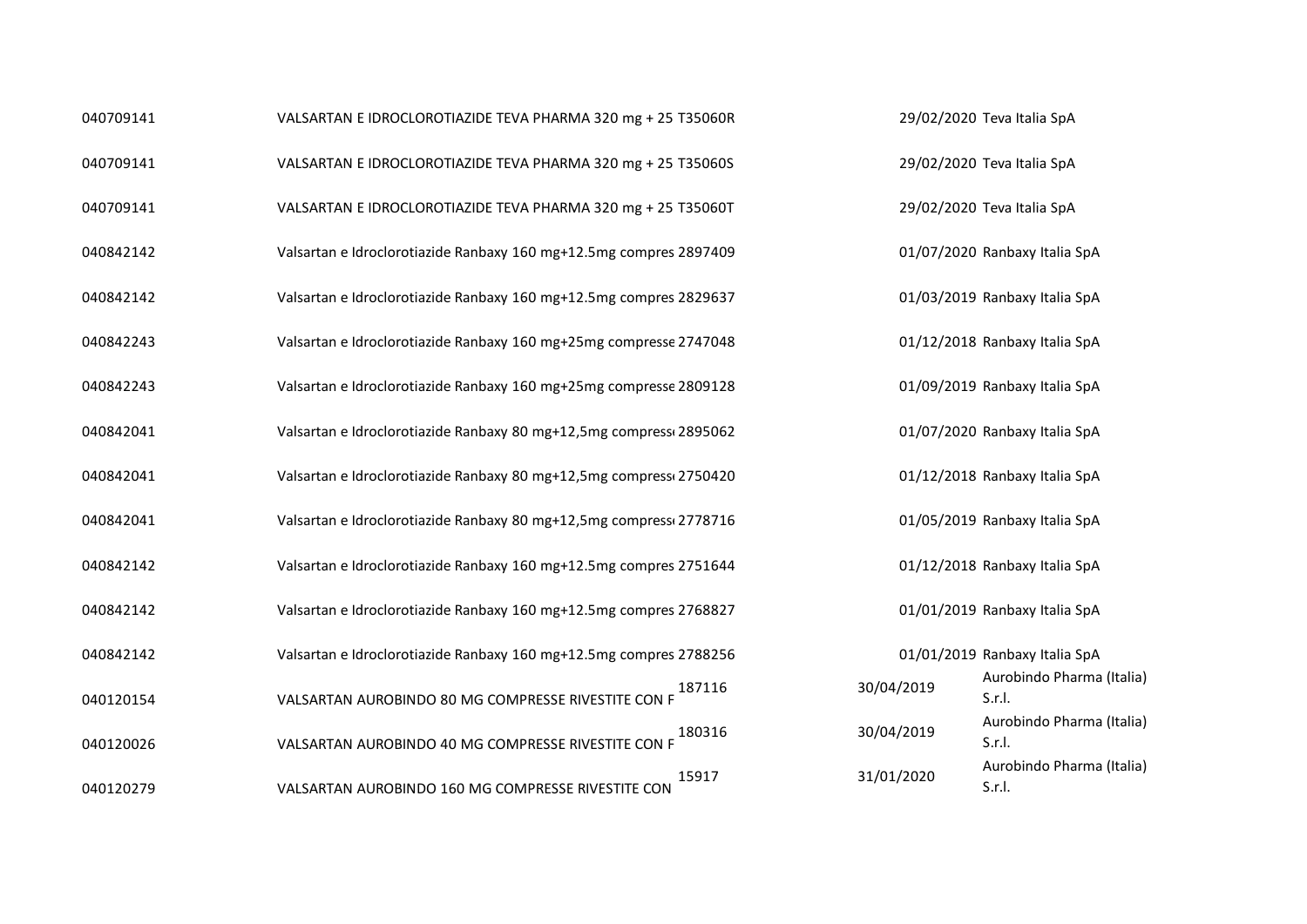| | | | | |
|---|---|---|---|---|
| 040709141 | VALSARTAN E IDROCLOROTIAZIDE TEVA PHARMA 320 mg + 25 | T35060R | 29/02/2020 | Teva Italia SpA |
| 040709141 | VALSARTAN E IDROCLOROTIAZIDE TEVA PHARMA 320 mg + 25 | T35060S | 29/02/2020 | Teva Italia SpA |
| 040709141 | VALSARTAN E IDROCLOROTIAZIDE TEVA PHARMA 320 mg + 25 | T35060T | 29/02/2020 | Teva Italia SpA |
| 040842142 | Valsartan e Idroclorotiazide Ranbaxy 160 mg+12.5mg compres | 2897409 | 01/07/2020 | Ranbaxy Italia SpA |
| 040842142 | Valsartan e Idroclorotiazide Ranbaxy 160 mg+12.5mg compres | 2829637 | 01/03/2019 | Ranbaxy Italia SpA |
| 040842243 | Valsartan e Idroclorotiazide Ranbaxy 160 mg+25mg compresse | 2747048 | 01/12/2018 | Ranbaxy Italia SpA |
| 040842243 | Valsartan e Idroclorotiazide Ranbaxy 160 mg+25mg compresse | 2809128 | 01/09/2019 | Ranbaxy Italia SpA |
| 040842041 | Valsartan e Idroclorotiazide Ranbaxy 80 mg+12,5mg compress | 2895062 | 01/07/2020 | Ranbaxy Italia SpA |
| 040842041 | Valsartan e Idroclorotiazide Ranbaxy 80 mg+12,5mg compress | 2750420 | 01/12/2018 | Ranbaxy Italia SpA |
| 040842041 | Valsartan e Idroclorotiazide Ranbaxy 80 mg+12,5mg compress | 2778716 | 01/05/2019 | Ranbaxy Italia SpA |
| 040842142 | Valsartan e Idroclorotiazide Ranbaxy 160 mg+12.5mg compres | 2751644 | 01/12/2018 | Ranbaxy Italia SpA |
| 040842142 | Valsartan e Idroclorotiazide Ranbaxy 160 mg+12.5mg compres | 2768827 | 01/01/2019 | Ranbaxy Italia SpA |
| 040842142 | Valsartan e Idroclorotiazide Ranbaxy 160 mg+12.5mg compres | 2788256 | 01/01/2019 | Ranbaxy Italia SpA |
| 040120154 | VALSARTAN AUROBINDO 80 MG COMPRESSE RIVESTITE CON F | 187116 | 30/04/2019 | Aurobindo Pharma (Italia) S.r.l. |
| 040120026 | VALSARTAN AUROBINDO 40 MG COMPRESSE RIVESTITE CON F | 180316 | 30/04/2019 | Aurobindo Pharma (Italia) S.r.l. |
| 040120279 | VALSARTAN AUROBINDO 160 MG COMPRESSE RIVESTITE CON | 15917 | 31/01/2020 | Aurobindo Pharma (Italia) S.r.l. |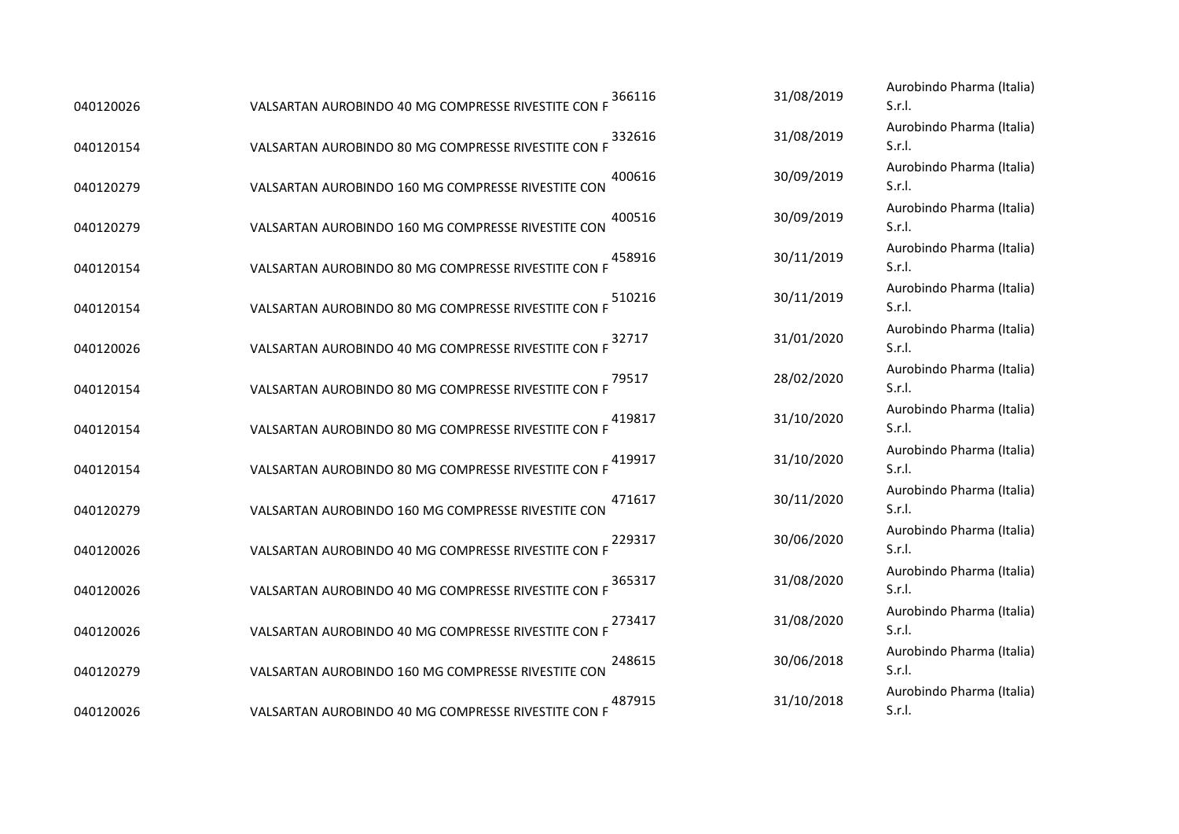| | | | | |
|---|---|---|---|---|
| 040120026 | VALSARTAN AUROBINDO 40 MG COMPRESSE RIVESTITE CON F | 366116 | 31/08/2019 | Aurobindo Pharma (Italia) S.r.l. |
| 040120154 | VALSARTAN AUROBINDO 80 MG COMPRESSE RIVESTITE CON F | 332616 | 31/08/2019 | Aurobindo Pharma (Italia) S.r.l. |
| 040120279 | VALSARTAN AUROBINDO 160 MG COMPRESSE RIVESTITE CON | 400616 | 30/09/2019 | Aurobindo Pharma (Italia) S.r.l. |
| 040120279 | VALSARTAN AUROBINDO 160 MG COMPRESSE RIVESTITE CON | 400516 | 30/09/2019 | Aurobindo Pharma (Italia) S.r.l. |
| 040120154 | VALSARTAN AUROBINDO 80 MG COMPRESSE RIVESTITE CON F | 458916 | 30/11/2019 | Aurobindo Pharma (Italia) S.r.l. |
| 040120154 | VALSARTAN AUROBINDO 80 MG COMPRESSE RIVESTITE CON F | 510216 | 30/11/2019 | Aurobindo Pharma (Italia) S.r.l. |
| 040120026 | VALSARTAN AUROBINDO 40 MG COMPRESSE RIVESTITE CON F | 32717 | 31/01/2020 | Aurobindo Pharma (Italia) S.r.l. |
| 040120154 | VALSARTAN AUROBINDO 80 MG COMPRESSE RIVESTITE CON F | 79517 | 28/02/2020 | Aurobindo Pharma (Italia) S.r.l. |
| 040120154 | VALSARTAN AUROBINDO 80 MG COMPRESSE RIVESTITE CON F | 419817 | 31/10/2020 | Aurobindo Pharma (Italia) S.r.l. |
| 040120154 | VALSARTAN AUROBINDO 80 MG COMPRESSE RIVESTITE CON F | 419917 | 31/10/2020 | Aurobindo Pharma (Italia) S.r.l. |
| 040120279 | VALSARTAN AUROBINDO 160 MG COMPRESSE RIVESTITE CON | 471617 | 30/11/2020 | Aurobindo Pharma (Italia) S.r.l. |
| 040120026 | VALSARTAN AUROBINDO 40 MG COMPRESSE RIVESTITE CON F | 229317 | 30/06/2020 | Aurobindo Pharma (Italia) S.r.l. |
| 040120026 | VALSARTAN AUROBINDO 40 MG COMPRESSE RIVESTITE CON F | 365317 | 31/08/2020 | Aurobindo Pharma (Italia) S.r.l. |
| 040120026 | VALSARTAN AUROBINDO 40 MG COMPRESSE RIVESTITE CON F | 273417 | 31/08/2020 | Aurobindo Pharma (Italia) S.r.l. |
| 040120279 | VALSARTAN AUROBINDO 160 MG COMPRESSE RIVESTITE CON | 248615 | 30/06/2018 | Aurobindo Pharma (Italia) S.r.l. |
| 040120026 | VALSARTAN AUROBINDO 40 MG COMPRESSE RIVESTITE CON F | 487915 | 31/10/2018 | Aurobindo Pharma (Italia) S.r.l. |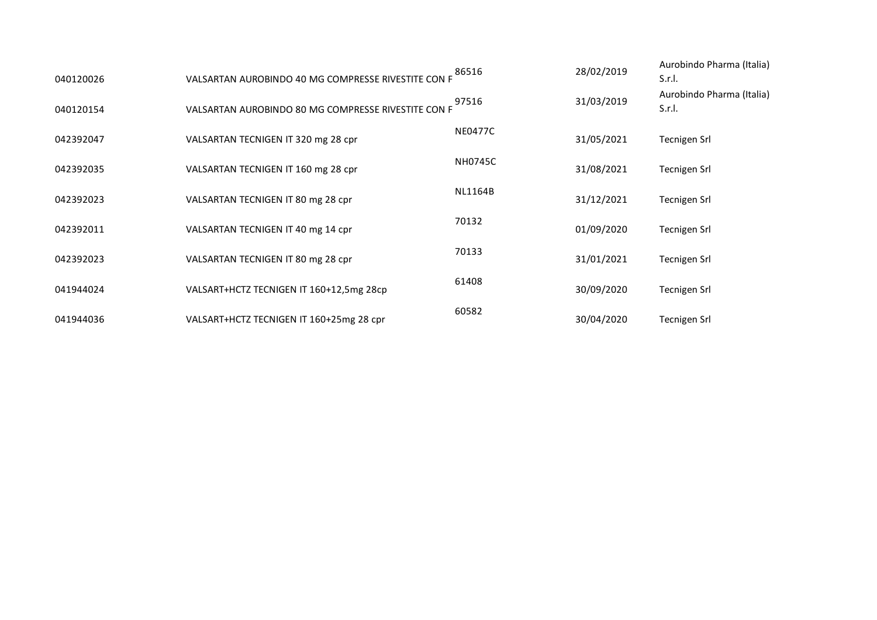| | | | | |
|---|---|---|---|---|
| 040120026 | VALSARTAN AUROBINDO 40 MG COMPRESSE RIVESTITE CON F | 86516 | 28/02/2019 | Aurobindo Pharma (Italia) S.r.l. |
| 040120154 | VALSARTAN AUROBINDO 80 MG COMPRESSE RIVESTITE CON F | 97516 | 31/03/2019 | Aurobindo Pharma (Italia) S.r.l. |
| 042392047 | VALSARTAN TECNIGEN IT 320 mg 28 cpr | NE0477C | 31/05/2021 | Tecnigen Srl |
| 042392035 | VALSARTAN TECNIGEN IT 160 mg 28 cpr | NH0745C | 31/08/2021 | Tecnigen Srl |
| 042392023 | VALSARTAN TECNIGEN IT 80 mg 28 cpr | NL1164B | 31/12/2021 | Tecnigen Srl |
| 042392011 | VALSARTAN TECNIGEN IT 40 mg 14 cpr | 70132 | 01/09/2020 | Tecnigen Srl |
| 042392023 | VALSARTAN TECNIGEN IT 80 mg 28 cpr | 70133 | 31/01/2021 | Tecnigen Srl |
| 041944024 | VALSART+HCTZ TECNIGEN IT 160+12,5mg 28cp | 61408 | 30/09/2020 | Tecnigen Srl |
| 041944036 | VALSART+HCTZ TECNIGEN IT 160+25mg 28 cpr | 60582 | 30/04/2020 | Tecnigen Srl |